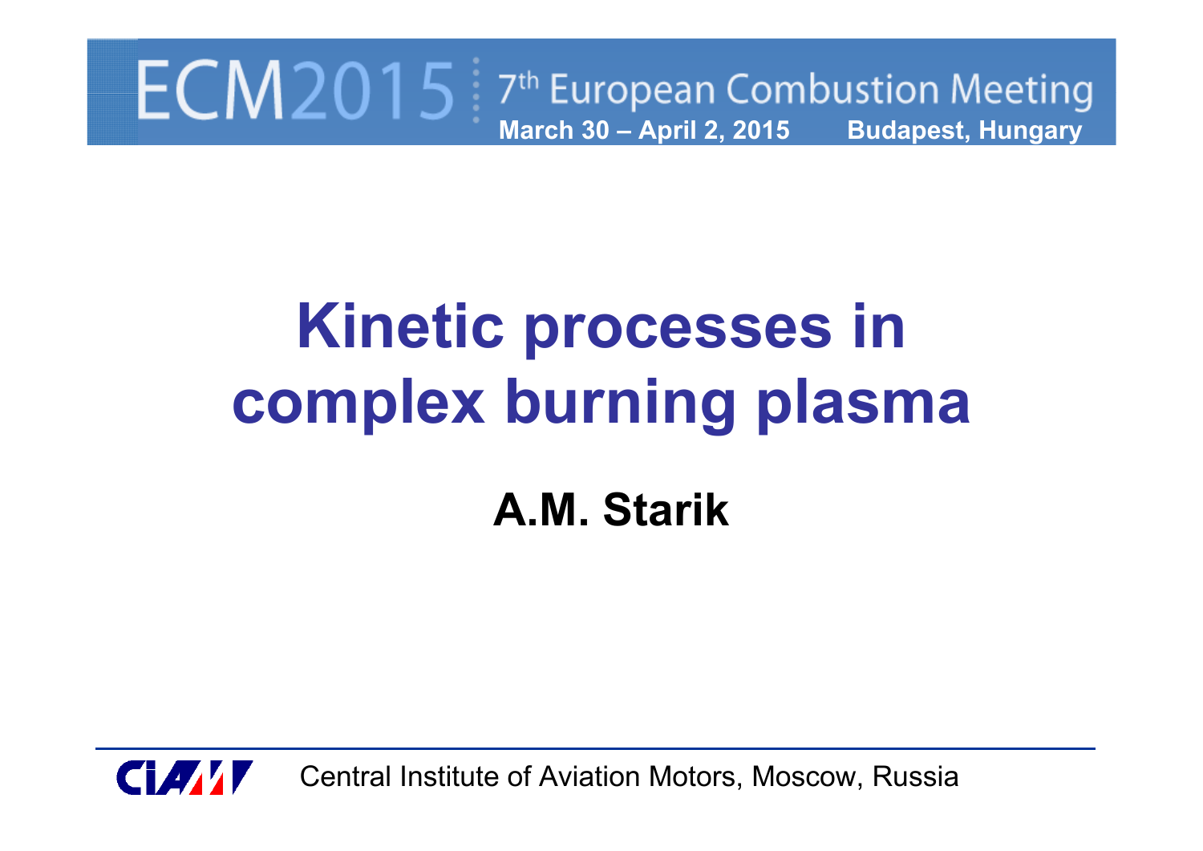ECM2015 | 7th European Combustion Meeting

March 30 – April 2, 2015 Budapest, Hungary

# Kinetic processes in complex burning plasma

**A.M. Starik**

Central Institute of Aviation Motors, Moscow, Russia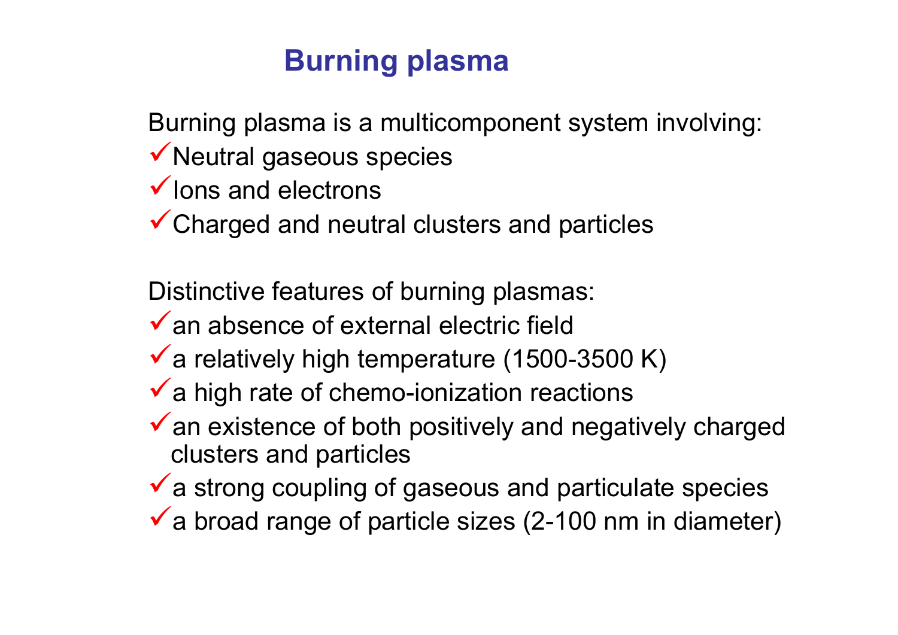# Burning plasma

Burning plasma is a multicomponent system involving:

- ✓ Neutral gaseous species
- ✓ Ions and electrons
- ✓ Charged and neutral clusters and particles

Distinctive features of burning plasmas:

- ✓ an absence of external electric field
- ✓ a relatively high temperature (1500-3500 K)
- ✓ a high rate of chemo-ionization reactions
- ✓ an existence of both positively and negatively charged clusters and particles
- ✓ a strong coupling of gaseous and particulate species
- ✓ a broad range of particle sizes (2-100 nm in diameter)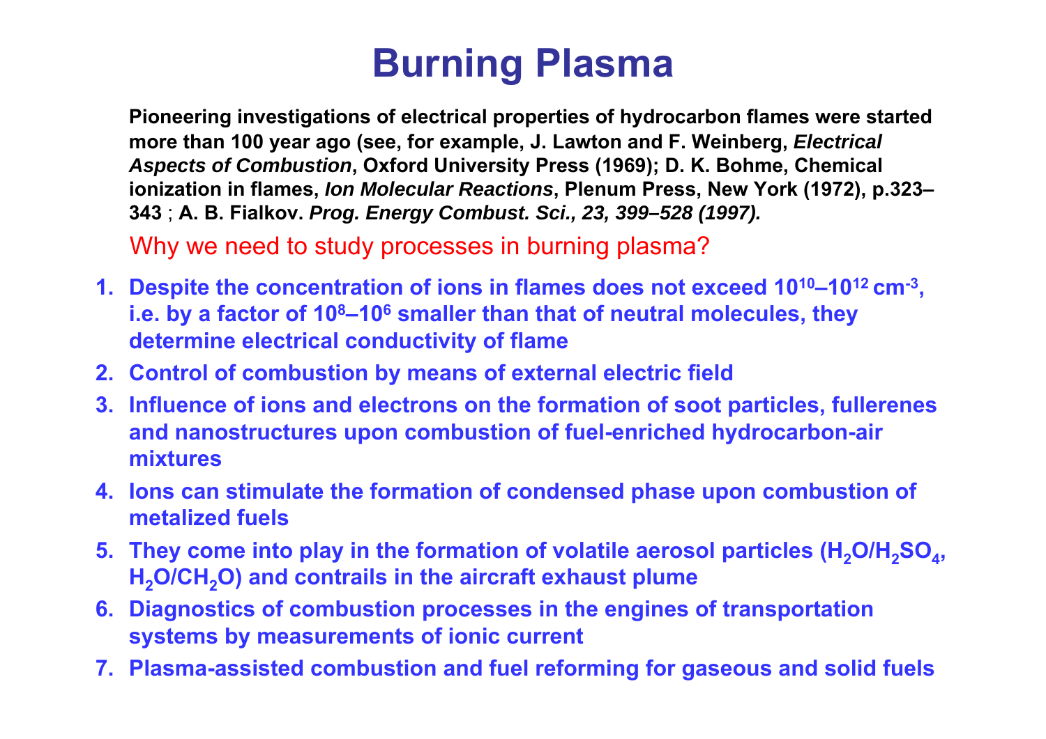# Burning Plasma

**Pioneering investigations of electrical properties of hydrocarbon flames were started more than 100 year ago (see, for example, J. Lawton and F. Weinberg, *Electrical Aspects of Combustion*, Oxford University Press (1969); D. K. Bohme, Chemical ionization in flames, *Ion Molecular Reactions*, Plenum Press, New York (1972), p.323–343** ; **A. B. Fialkov. *Prog. Energy Combust. Sci., 23, 399–528 (1997).***

Why we need to study processes in burning plasma?

1. **Despite the concentration of ions in flames does not exceed $10^{10}$–$10^{12}$ $cm^{-3}$, i.e. by a factor of $10^8$–$10^6$ smaller than that of neutral molecules, they determine electrical conductivity of flame**
2. **Control of combustion by means of external electric field**
3. **Influence of ions and electrons on the formation of soot particles, fullerenes and nanostructures upon combustion of fuel-enriched hydrocarbon-air mixtures**
4. **Ions can stimulate the formation of condensed phase upon combustion of metalized fuels**
5. **They come into play in the formation of volatile aerosol particles ($H_2O/H_2SO_4$, $H_2O/CH_2O$) and contrails in the aircraft exhaust plume**
6. **Diagnostics of combustion processes in the engines of transportation systems by measurements of ionic current**
7. **Plasma-assisted combustion and fuel reforming for gaseous and solid fuels**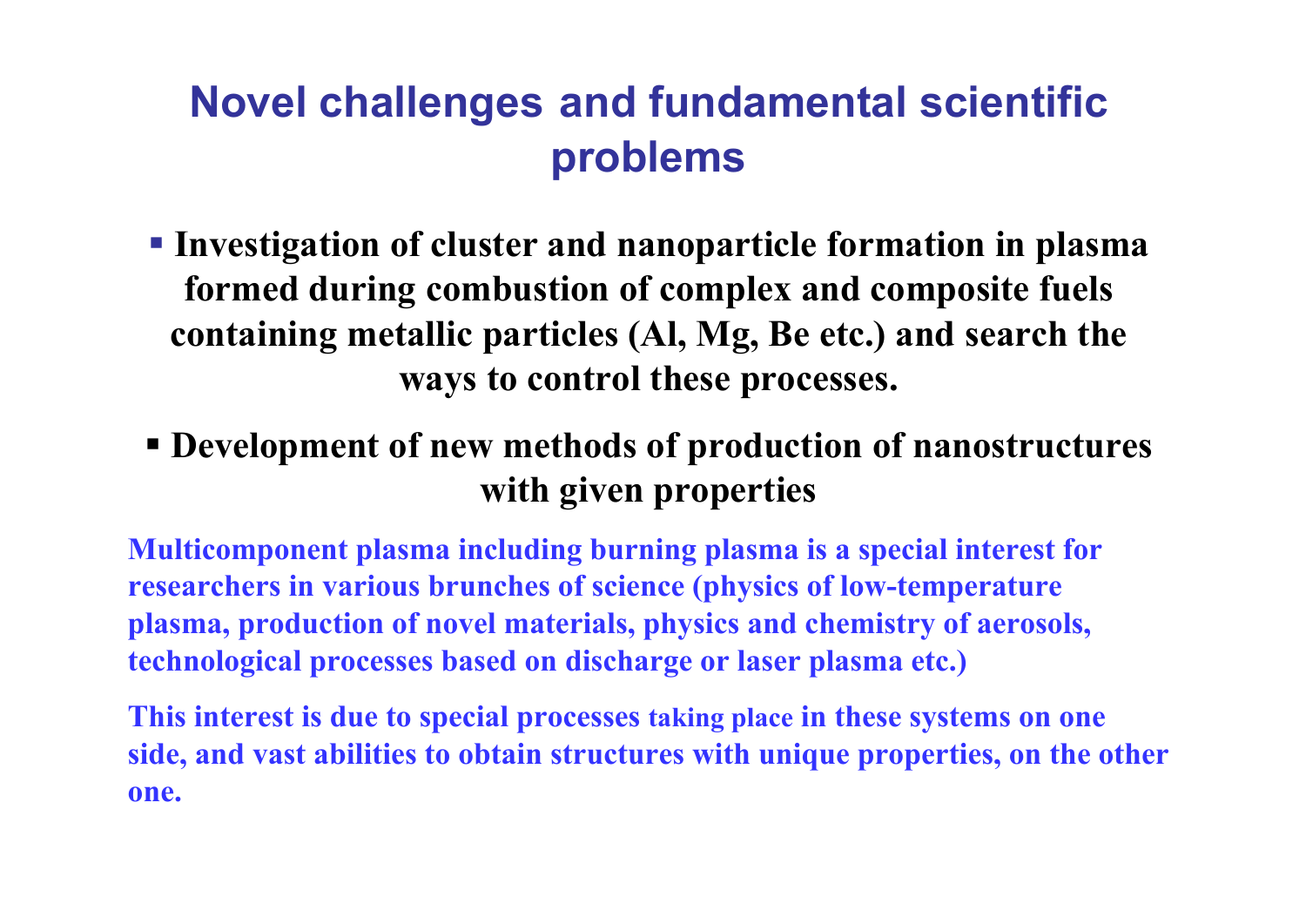# Novel challenges and fundamental scientific problems

- **Investigation of cluster and nanoparticle formation in plasma formed during combustion of complex and composite fuels containing metallic particles (Al, Mg, Be etc.) and search the ways to control these processes.**
- **Development of new methods of production of nanostructures with given properties**

**Multicomponent plasma including burning plasma is a special interest for researchers in various brunches of science (physics of low-temperature plasma, production of novel materials, physics and chemistry of aerosols, technological processes based on discharge or laser plasma etc.)**

**This interest is due to special processes taking place in these systems on one side, and vast abilities to obtain structures with unique properties, on the other one.**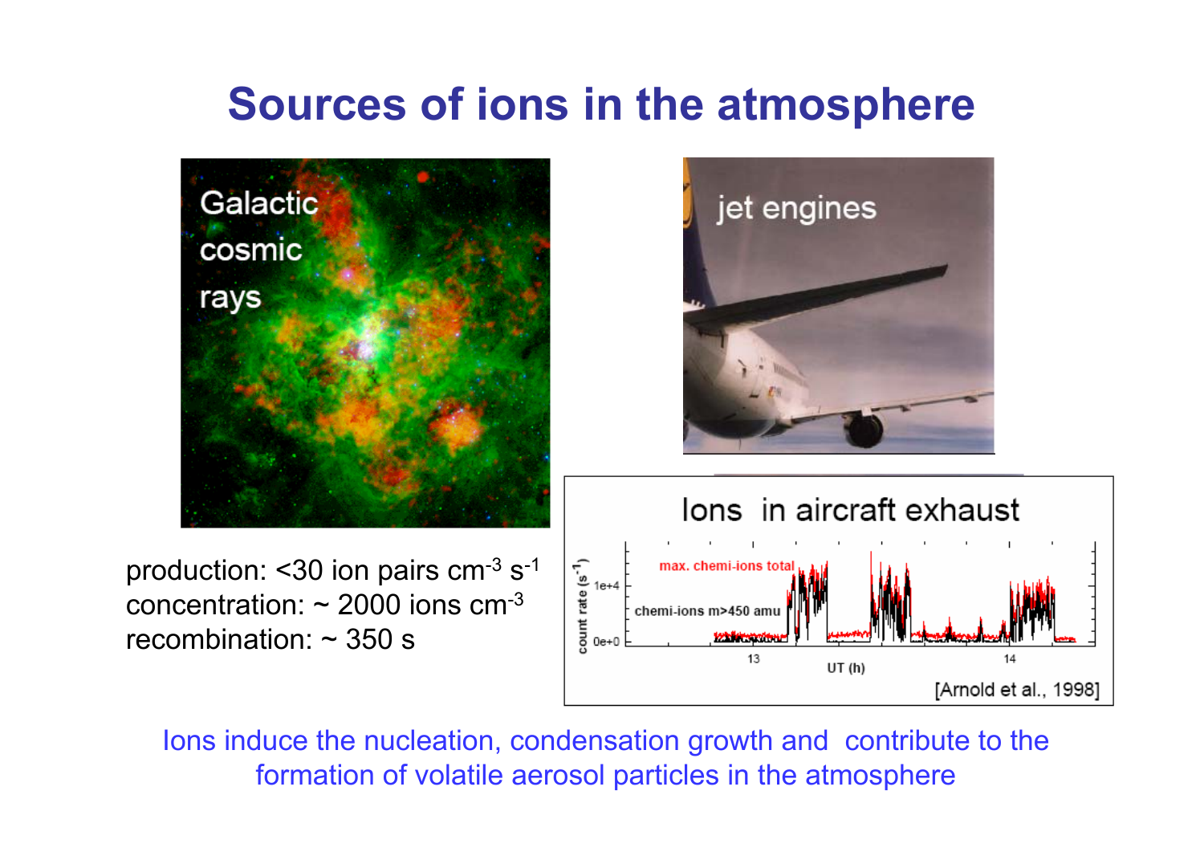# Sources of ions in the atmosphere

Galactic cosmic rays

jet engines

production: <30 ion pairs $cm^{-3}$ $s^{-1}$
concentration: ~ 2000 ions $cm^{-3}$
recombination: ~ 350 s

Ions in aircraft exhaust

[Arnold et al., 1998]

Ions induce the nucleation, condensation growth and contribute to the formation of volatile aerosol particles in the atmosphere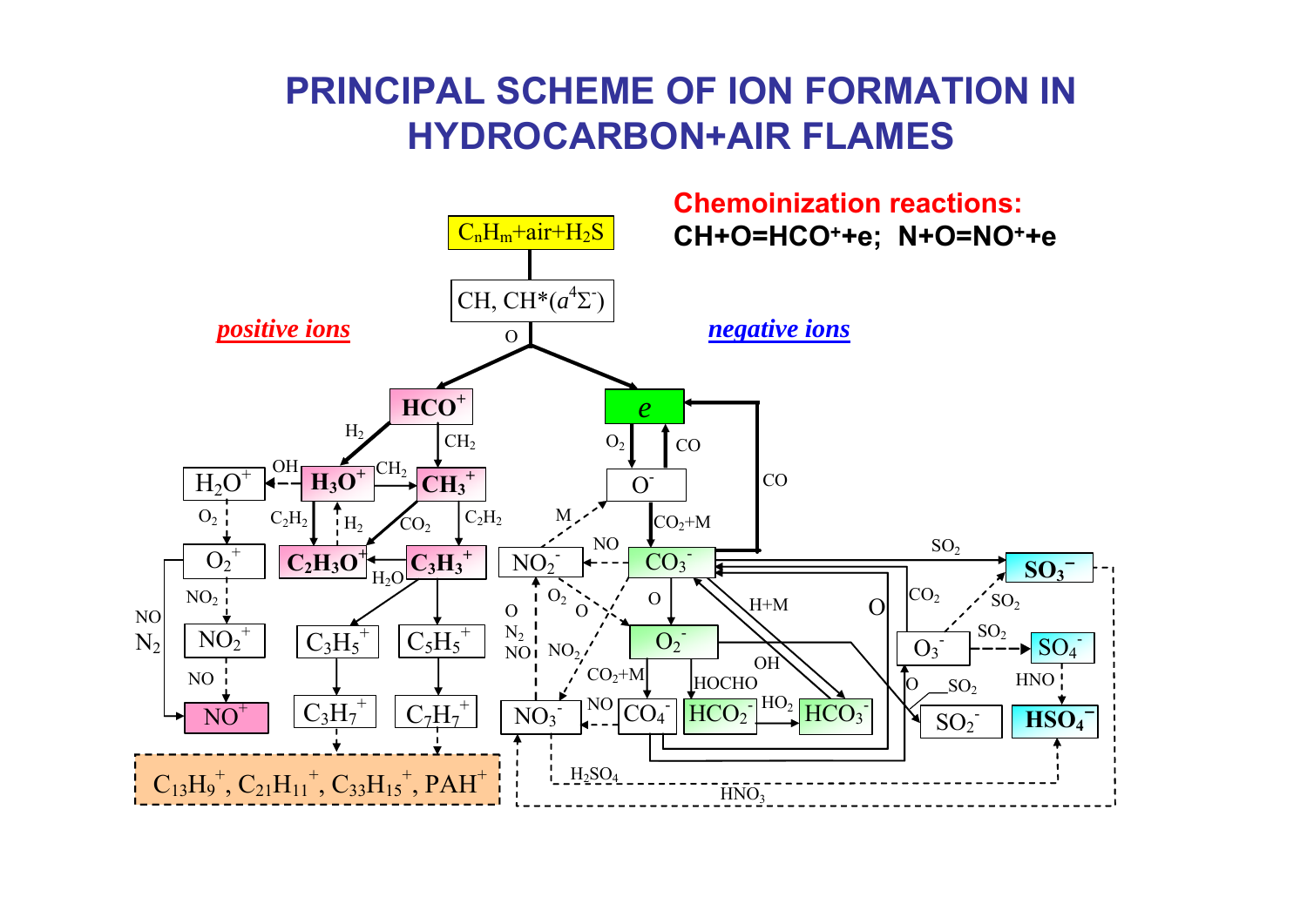# PRINCIPAL SCHEME OF ION FORMATION IN HYDROCARBON+AIR FLAMES

**Chemoinization reactions:**

**$CH+O=HCO^{+}+e$; $N+O=NO^{+}+e$**

$C_nH_m$+air+$H_2S$

CH, CH*($a^4\Sigma^-$)

O

*positive ions*

*negative ions*

$HCO^+$ | $H_2$ | $CH_2$ | $H_2O^+$ | OH | $H_3O^+$ | $CH_2$ | $CH_3^+$ | $O_2$ | $C_2H_2$ | $H_2$ | $CO_2$ | $C_2H_2$ | $O_2^+$ | $C_2H_3O^+$ | $H_2O$ | $C_3H_3^+$ | $NO_2$ | NO | $N_2$ | $NO_2^+$ | $C_3H_5^+$ | $C_5H_5^+$ | NO | $NO^+$ | $C_3H_7^+$ | $C_7H_7^+$

$C_{13}H_9^+$, $C_{21}H_{11}^+$, $C_{33}H_{15}^+$, $PAH^+$

$e$ | $O_2$ | CO | CO | $O^-$ | M | $CO_2$+M | NO | $NO_2^-$ | $CO_3^-$ | $SO_2$ | $SO_3^-$ | O | $N_2$ | NO | $O_2$ | O | O | H+M | O | $CO_2$ | $SO_2$ | $NO_2$ | $O_2^-$ | $O_3^-$ | $SO_2$ | $SO_4^-$ | $CO_2$+M | OH | HOCHO | O | $SO_2$ | HNO | NO | $NO_3^-$ | $CO_4^-$ | $HCO_2^-$ | $HO_2$ | $HCO_3^-$ | $SO_2^-$ | $HSO_4^-$

$H_2SO_4$

$HNO_3$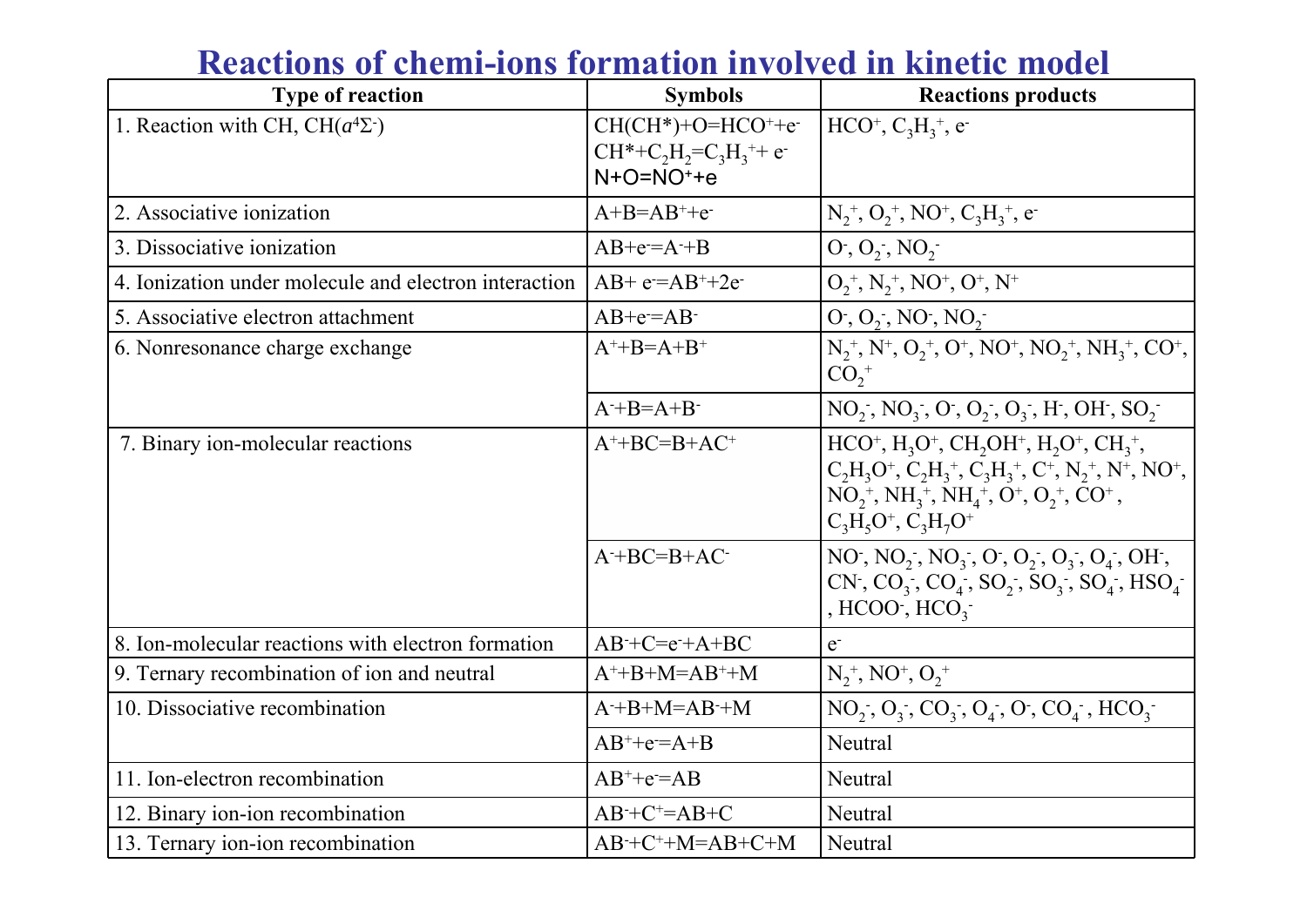# Reactions of chemi-ions formation involved in kinetic model

| Type of reaction | Symbols | Reactions products |
|---|---|---|
| 1. Reaction with CH, CH($a^4\Sigma^-$) | CH(CH*)+O=$HCO^+$+$e^-$<br>CH*+$C_2H_2$=$C_3H_3^+$+ $e^-$<br>N+O=$NO^+$+e | $HCO^+$, $C_3H_3^+$, $e^-$ |
| 2. Associative ionization | A+B=$AB^+$+$e^-$ | $N_2^+$, $O_2^+$, $NO^+$, $C_3H_3^+$, $e^-$ |
| 3. Dissociative ionization | AB+$e^-$=$A^-$+B | $O^-$, $O_2^-$, $NO_2^-$ |
| 4. Ionization under molecule and electron interaction | AB+ $e^-$=$AB^+$+2$e^-$ | $O_2^+$, $N_2^+$, $NO^+$, $O^+$, $N^+$ |
| 5. Associative electron attachment | AB+$e^-$=$AB^-$ | $O^-$, $O_2^-$, $NO^-$, $NO_2^-$ |
| 6. Nonresonance charge exchange | $A^+$+B=A+$B^+$ | $N_2^+$, $N^+$, $O_2^+$, $O^+$, $NO^+$, $NO_2^+$, $NH_3^+$, $CO^+$, $CO_2^+$ |
| | $A^-$+B=A+$B^-$ | $NO_2^-$, $NO_3^-$, $O^-$, $O_2^-$, $O_3^-$, $H^-$, $OH^-$, $SO_2^-$ |
| 7. Binary ion-molecular reactions | $A^+$+BC=B+$AC^+$ | $HCO^+$, $H_3O^+$, $CH_2OH^+$, $H_2O^+$, $CH_3^+$, $C_2H_3O^+$, $C_2H_3^+$, $C_3H_3^+$, $C^+$, $N_2^+$, $N^+$, $NO^+$, $NO_2^+$, $NH_3^+$, $NH_4^+$, $O^+$, $O_2^+$, $CO^+$, $C_3H_5O^+$, $C_3H_7O^+$ |
| | $A^-$+BC=B+$AC^-$ | $NO^-$, $NO_2^-$, $NO_3^-$, $O^-$, $O_2^-$, $O_3^-$, $O_4^-$, $OH^-$, $CN^-$, $CO_3^-$, $CO_4^-$, $SO_2^-$, $SO_3^-$, $SO_4^-$, $HSO_4^-$, $HCOO^-$, $HCO_3^-$ |
| 8. Ion-molecular reactions with electron formation | $AB^-$+C=$e^-$+A+BC | $e^-$ |
| 9. Ternary recombination of ion and neutral | $A^+$+B+M=$AB^+$+M | $N_2^+$, $NO^+$, $O_2^+$ |
| 10. Dissociative recombination | $A^-$+B+M=$AB^-$+M | $NO_2^-$, $O_3^-$, $CO_3^-$, $O_4^-$, $O^-$, $CO_4^-$, $HCO_3^-$ |
| | $AB^+$+$e^-$=A+B | Neutral |
| 11. Ion-electron recombination | $AB^+$+$e^-$=AB | Neutral |
| 12. Binary ion-ion recombination | $AB^-$+$C^+$=AB+C | Neutral |
| 13. Ternary ion-ion recombination | $AB^-$+$C^+$+M=AB+C+M | Neutral |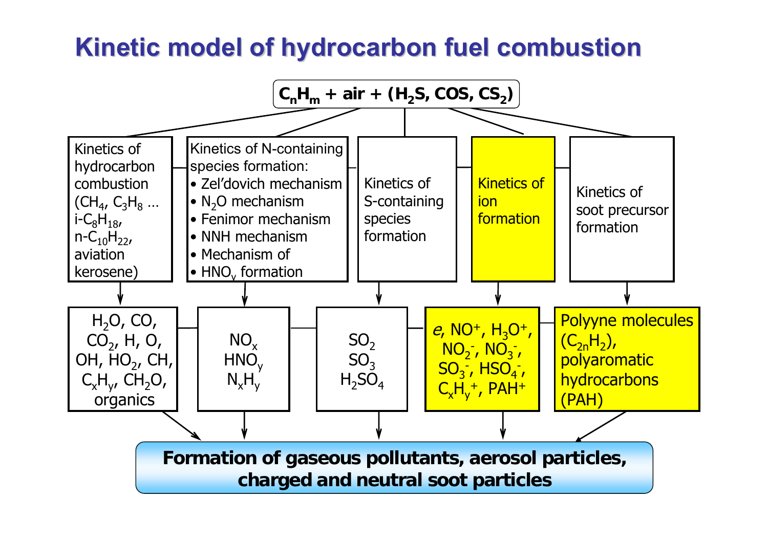# Kinetic model of hydrocarbon fuel combustion

**$C_nH_m$ + air + ($H_2S$, $COS$, $CS_2$)**

Kinetics of hydrocarbon combustion ($CH_4$, $C_3H_8$ … i-$C_8H_{18}$, n-$C_{10}H_{22}$, aviation kerosene)

Kinetics of N-containing species formation:

- Zel'dovich mechanism
- $N_2O$ mechanism
- Fenimor mechanism
- NNH mechanism
- Mechanism of
- $HNO_y$ formation

Kinetics of S-containing species formation

Kinetics of ion formation

Kinetics of soot precursor formation

$H_2O$, $CO$, $CO_2$, $H$, $O$, $OH$, $HO_2$, $CH$, $C_xH_y$, $CH_2O$, organics

$NO_x$, $HNO_y$, $N_xH_y$

$SO_2$, $SO_3$, $H_2SO_4$

*e*, $NO^+$, $H_3O^+$, $NO_2^-$, $NO_3^-$, $SO_3^-$, $HSO_4^-$, $C_xH_y^+$, $PAH^+$

Polyyne molecules ($C_{2n}H_2$), polyaromatic hydrocarbons (PAH)

**Formation of gaseous pollutants, aerosol particles, charged and neutral soot particles**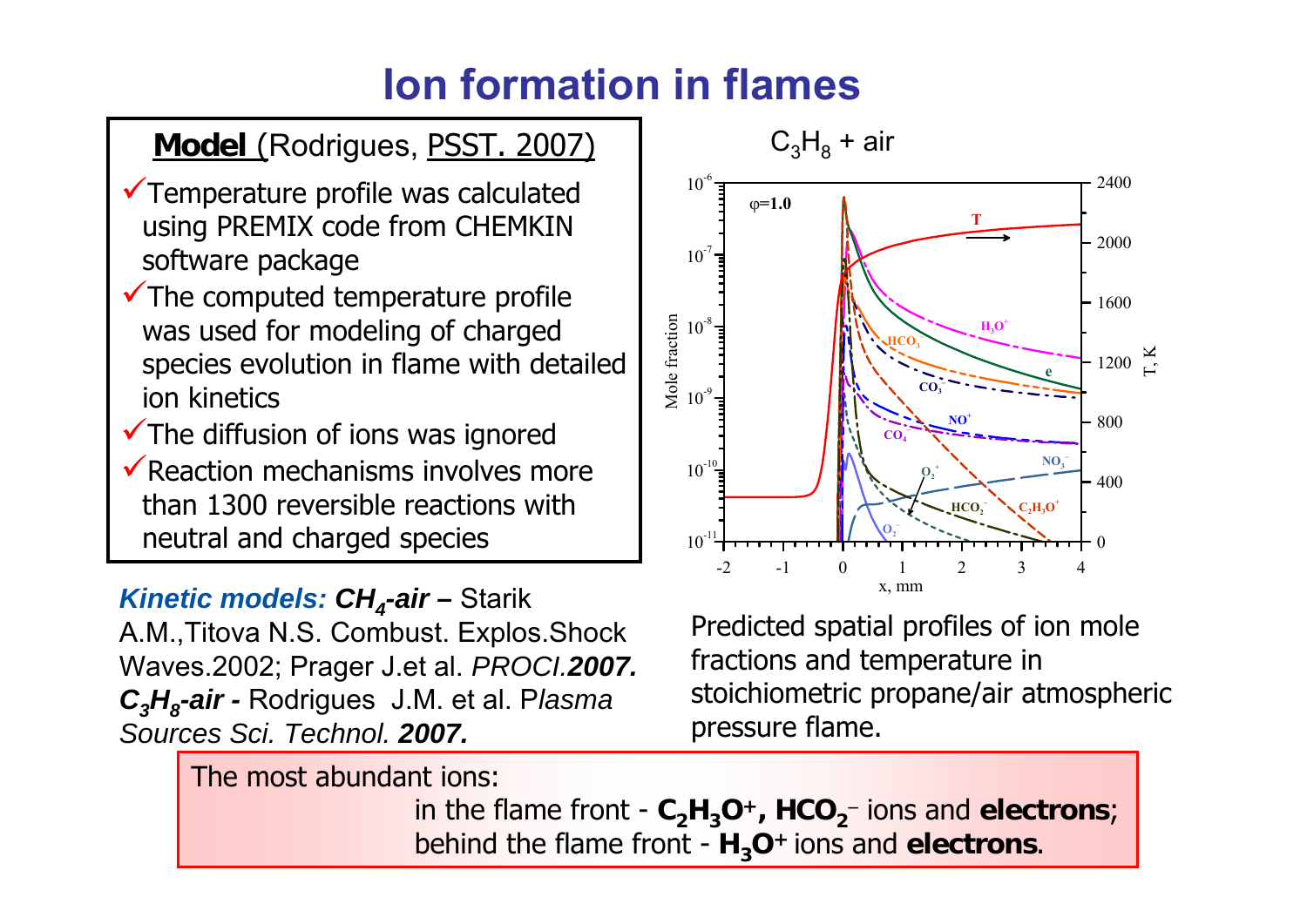# Ion formation in flames

**Model** (Rodrigues, PSST. 2007)

- ✓ Temperature profile was calculated using PREMIX code from CHEMKIN software package
- ✓ The computed temperature profile was used for modeling of charged species evolution in flame with detailed ion kinetics
- ✓ The diffusion of ions was ignored
- ✓ Reaction mechanisms involves more than 1300 reversible reactions with neutral and charged species

***Kinetic models:*** ***$CH_4$-air*** **–** Starik A.M.,Titova N.S. Combust. Explos.Shock Waves.2002; Prager J.et al. *PROCI.**2007.*** ***$C_3H_8$-air*** **-** Rodrigues J.M. et al. P*lasma Sources Sci. Technol.* ***2007.***

$C_3H_8$ + air

Predicted spatial profiles of ion mole fractions and temperature in stoichiometric propane/air atmospheric pressure flame.

The most abundant ions:

in the flame front - $\mathbf{C_2H_3O^+}$**,** $\mathbf{HCO_2^-}$ ions and **electrons**;

behind the flame front - $\mathbf{H_3O^+}$ ions and **electrons**.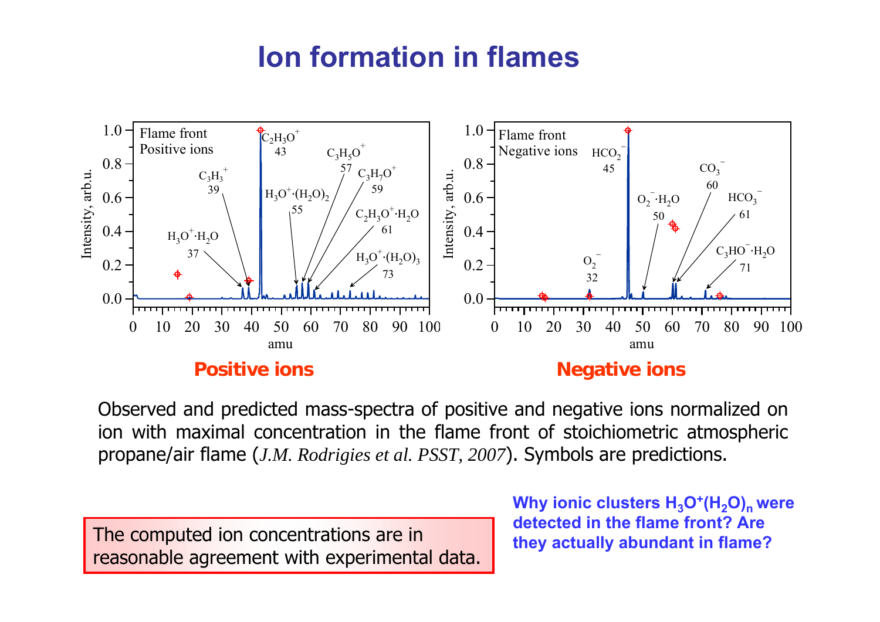# Ion formation in flames

Flame front
Positive ions

Flame front
Negative ions

**Positive ions**

**Negative ions**

Observed and predicted mass-spectra of positive and negative ions normalized on ion with maximal concentration in the flame front of stoichiometric atmospheric propane/air flame (*J.M. Rodrigies et al. PSST, 2007*). Symbols are predictions.

The computed ion concentrations are in reasonable agreement with experimental data.

**Why ionic clusters $H_3O^+(H_2O)_n$ were detected in the flame front? Are they actually abundant in flame?**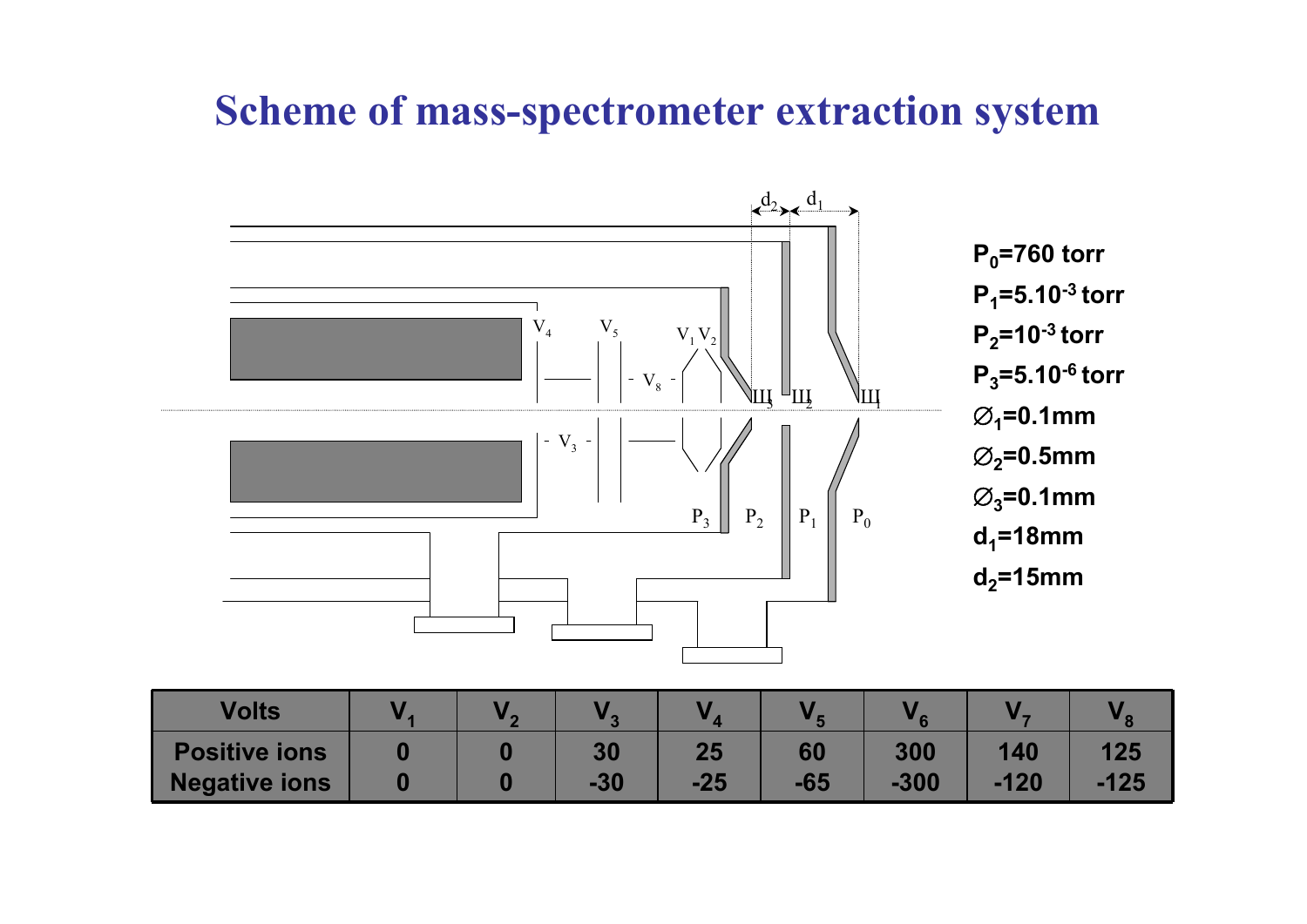# Scheme of mass-spectrometer extraction system

$P_0$=760 torr

$P_1$=5.10$^{-3}$ torr

$P_2$=10$^{-3}$ torr

$P_3$=5.10$^{-6}$ torr

$\varnothing_1$=0.1mm

$\varnothing_2$=0.5mm

$\varnothing_3$=0.1mm

$d_1$=18mm

$d_2$=15mm

| Volts | $V_1$ | $V_2$ | $V_3$ | $V_4$ | $V_5$ | $V_6$ | $V_7$ | $V_8$ |
|---|---|---|---|---|---|---|---|---|
| Positive ions | 0 | 0 | 30 | 25 | 60 | 300 | 140 | 125 |
| Negative ions | 0 | 0 | -30 | -25 | -65 | -300 | -120 | -125 |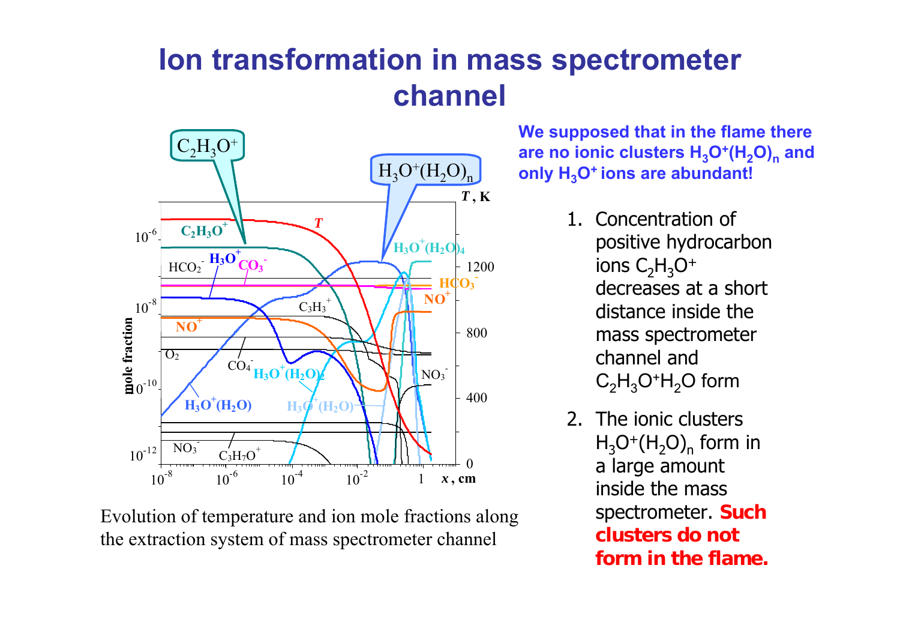# Ion transformation in mass spectrometer channel

Evolution of temperature and ion mole fractions along the extraction system of mass spectrometer channel

**We supposed that in the flame there are no ionic clusters $H_3O^+(H_2O)_n$ and only $H_3O^+$ ions are abundant!**

1. Concentration of positive hydrocarbon ions $C_2H_3O^+$ decreases at a short distance inside the mass spectrometer channel and $C_2H_3O^+H_2O$ form
2. The ionic clusters $H_3O^+(H_2O)_n$ form in a large amount inside the mass spectrometer. **Such clusters do not form in the flame.**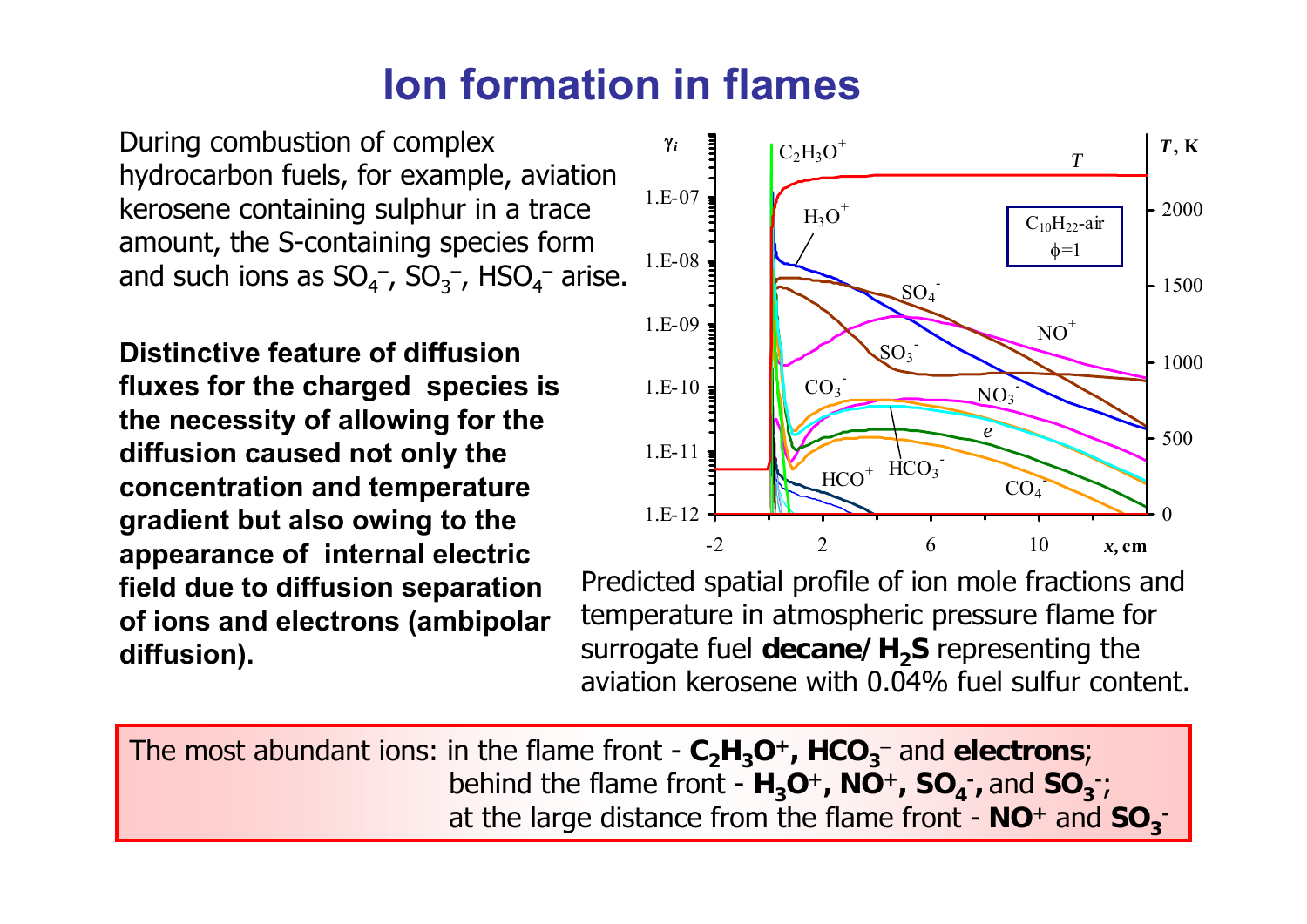# Ion formation in flames

During combustion of complex hydrocarbon fuels, for example, aviation kerosene containing sulphur in a trace amount, the S-containing species form and such ions as $SO_4^-$, $SO_3^-$, $HSO_4^-$ arise.

**Distinctive feature of diffusion fluxes for the charged species is the necessity of allowing for the diffusion caused not only the concentration and temperature gradient but also owing to the appearance of internal electric field due to diffusion separation of ions and electrons (ambipolar diffusion).**

Predicted spatial profile of ion mole fractions and temperature in atmospheric pressure flame for surrogate fuel **decane/ $H_2S$** representing the aviation kerosene with 0.04% fuel sulfur content.

The most abundant ions: in the flame front - **$C_2H_3O^+$, $HCO_3^-$** and **electrons**;
behind the flame front - **$H_3O^+$, $NO^+$, $SO_4^-$,** and **$SO_3^-$**;
at the large distance from the flame front - **$NO^+$** and **$SO_3^-$**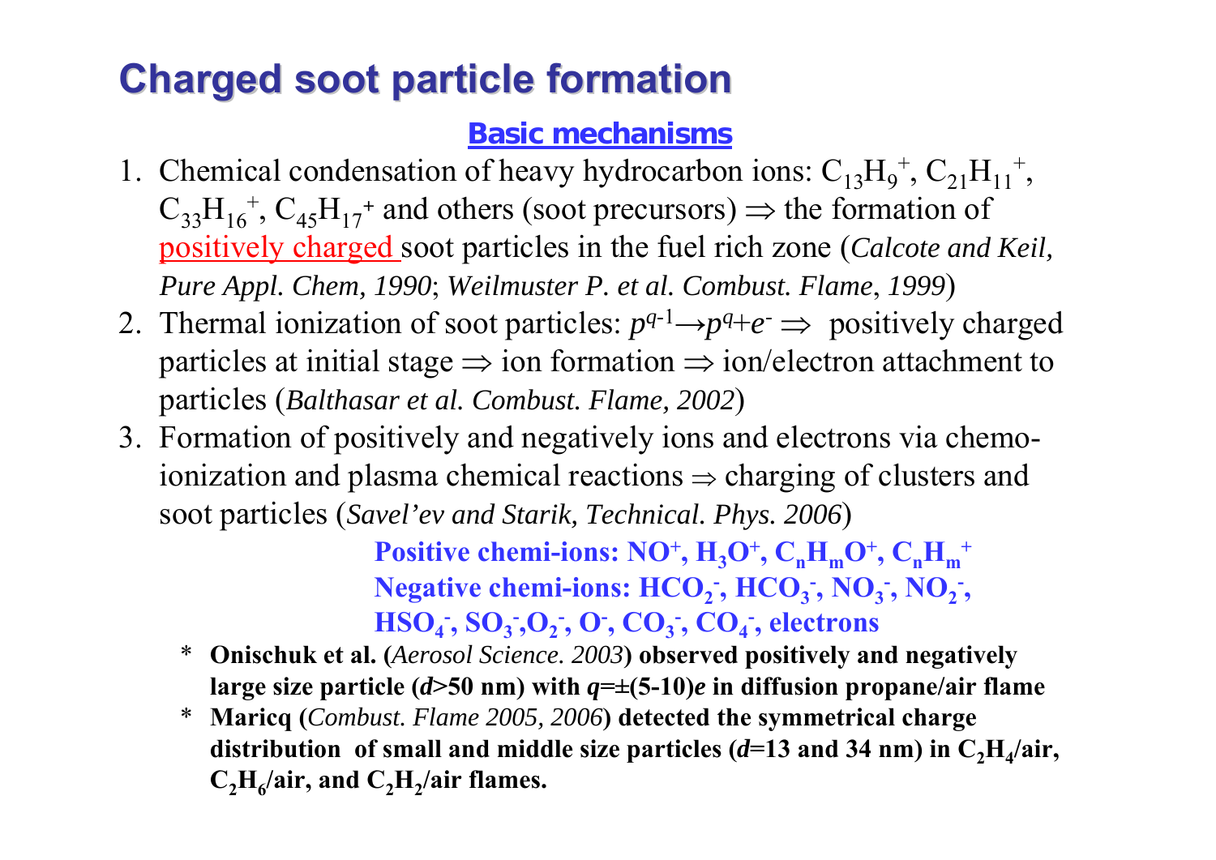# Charged soot particle formation

## Basic mechanisms

1. Chemical condensation of heavy hydrocarbon ions: $C_{13}H_9^+$, $C_{21}H_{11}^+$, $C_{33}H_{16}^+$, $C_{45}H_{17}^+$ and others (soot precursors) $\Rightarrow$ the formation of positively charged soot particles in the fuel rich zone (*Calcote and Keil, Pure Appl. Chem, 1990*; *Weilmuster P. et al. Combust. Flame, 1999*)
2. Thermal ionization of soot particles: $p^{q-1} \rightarrow p^q + e^-$ $\Rightarrow$ positively charged particles at initial stage $\Rightarrow$ ion formation $\Rightarrow$ ion/electron attachment to particles (*Balthasar et al. Combust. Flame, 2002*)
3. Formation of positively and negatively ions and electrons via chemo-ionization and plasma chemical reactions $\Rightarrow$ charging of clusters and soot particles (*Savel'ev and Starik, Technical. Phys. 2006*)

**Positive chemi-ions: $NO^+$, $H_3O^+$, $C_nH_mO^+$, $C_nH_m^+$**
**Negative chemi-ions: $HCO_2^-$, $HCO_3^-$, $NO_3^-$, $NO_2^-$, $HSO_4^-$, $SO_3^-$, $O_2^-$, $O^-$, $CO_3^-$, $CO_4^-$, electrons**

- **Onischuk et al. (***Aerosol Science. 2003***) observed positively and negatively large size particle ($d$>50 nm) with $q=\pm(5\text{-}10)e$ in diffusion propane/air flame**
- **Maricq (***Combust. Flame 2005, 2006***) detected the symmetrical charge distribution of small and middle size particles ($d$=13 and 34 nm) in $C_2H_4$/air, $C_2H_6$/air, and $C_2H_2$/air flames.**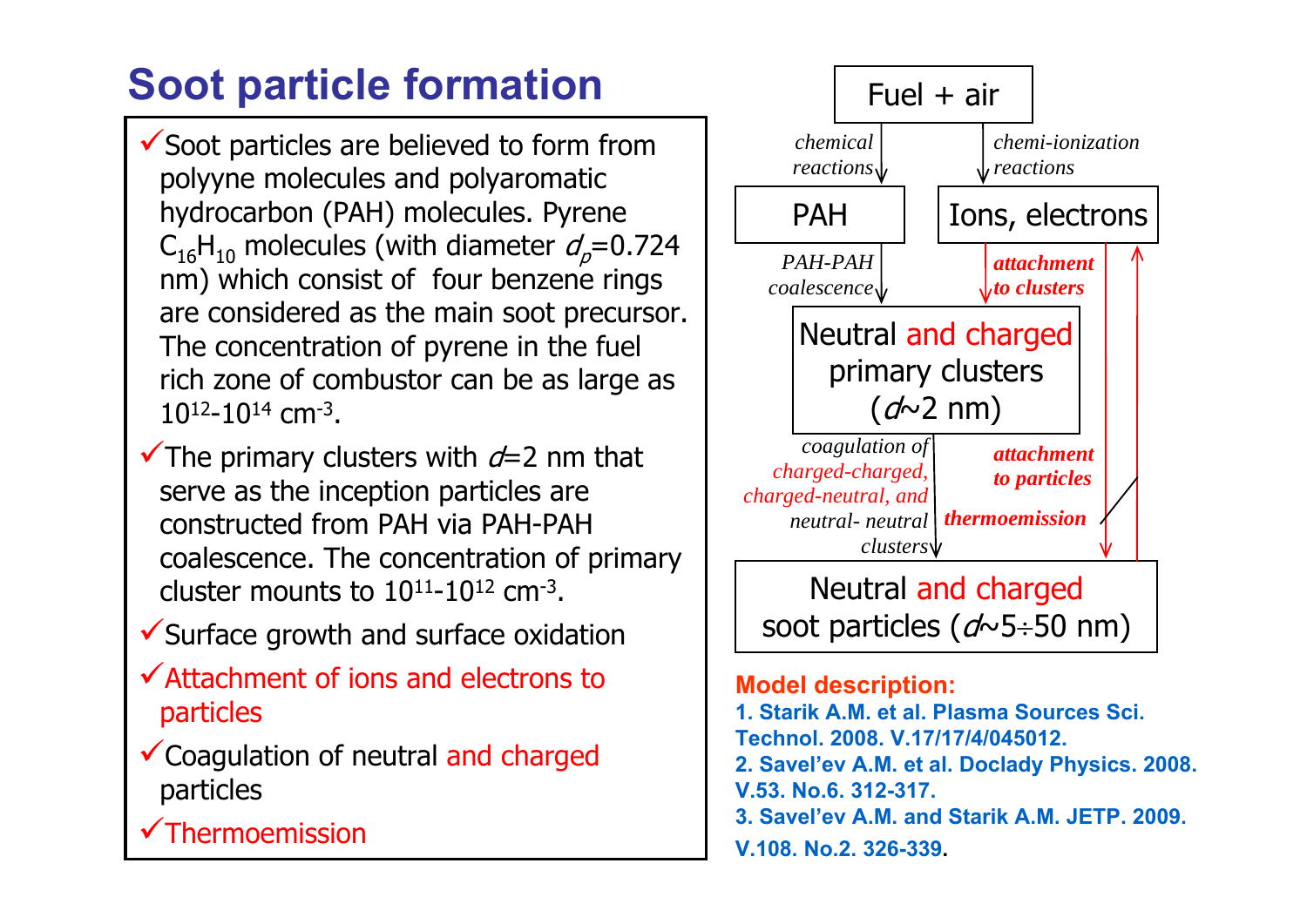# Soot particle formation

- ✓Soot particles are believed to form from polyyne molecules and polyaromatic hydrocarbon (PAH) molecules. Pyrene $C_{16}H_{10}$ molecules (with diameter $d_p$=0.724 nm) which consist of four benzene rings are considered as the main soot precursor. The concentration of pyrene in the fuel rich zone of combustor can be as large as $10^{12}$-$10^{14}$ cm$^{-3}$.
- ✓The primary clusters with $d$=2 nm that serve as the inception particles are constructed from PAH via PAH-PAH coalescence. The concentration of primary cluster mounts to $10^{11}$-$10^{12}$ cm$^{-3}$.
- ✓Surface growth and surface oxidation
- ✓Attachment of ions and electrons to particles
- ✓Coagulation of neutral and charged particles
- ✓Thermoemission

Fuel + air

*chemical reactions* → PAH

*chemi-ionization reactions* → Ions, electrons

PAH → *PAH-PAH coalescence* → Neutral and charged primary clusters ($d$~2 nm)

Ions, electrons → ***attachment to clusters*** → Neutral and charged primary clusters ($d$~2 nm)

Neutral and charged primary clusters → *coagulation of charged-charged, charged-neutral, and neutral- neutral clusters* → Neutral and charged soot particles ($d$~5÷50 nm)

Ions, electrons → ***attachment to particles*** → Neutral and charged soot particles

Neutral and charged soot particles → ***thermoemission*** → Ions, electrons

**Model description:**

**1. Starik A.M. et al. Plasma Sources Sci. Technol. 2008. V.17/17/4/045012.**

**2. Savel'ev A.M. et al. Doclady Physics. 2008. V.53. No.6. 312-317.**

**3. Savel'ev A.M. and Starik A.M. JETP. 2009. V.108. No.2. 326-339.**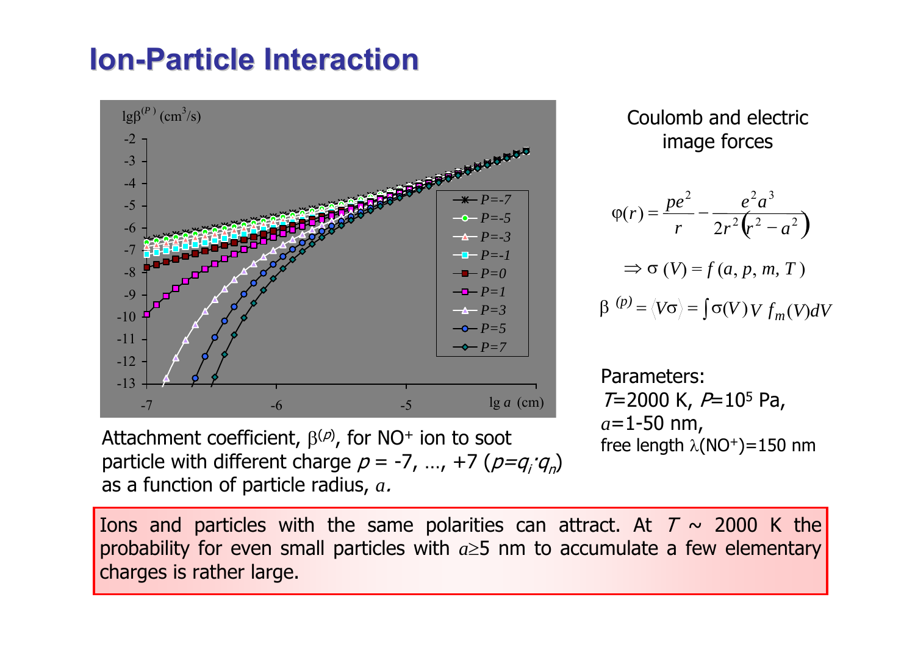# Ion-Particle Interaction

Attachment coefficient, $\beta^{(p)}$, for $NO^+$ ion to soot particle with different charge $p$ = -7, …, +7 ($p=q_i \cdot q_n$) as a function of particle radius, $a$.

Coulomb and electric image forces

$$\varphi(r) = \frac{pe^2}{r} - \frac{e^2 a^3}{2r^2\left(r^2 - a^2\right)}$$

$$\Rightarrow \sigma(V) = f(a, p, m, T)$$

$$\beta^{(p)} = \langle V\sigma \rangle = \int \sigma(V)\, V\, f_m(V) dV$$

Parameters:
$T$=2000 K, $P$=$10^5$ Pa,
$a$=1-50 nm,
free length $\lambda(NO^+)$=150 nm

Ions and particles with the same polarities can attract. At $T \sim$ 2000 K the probability for even small particles with $a \geq 5$ nm to accumulate a few elementary charges is rather large.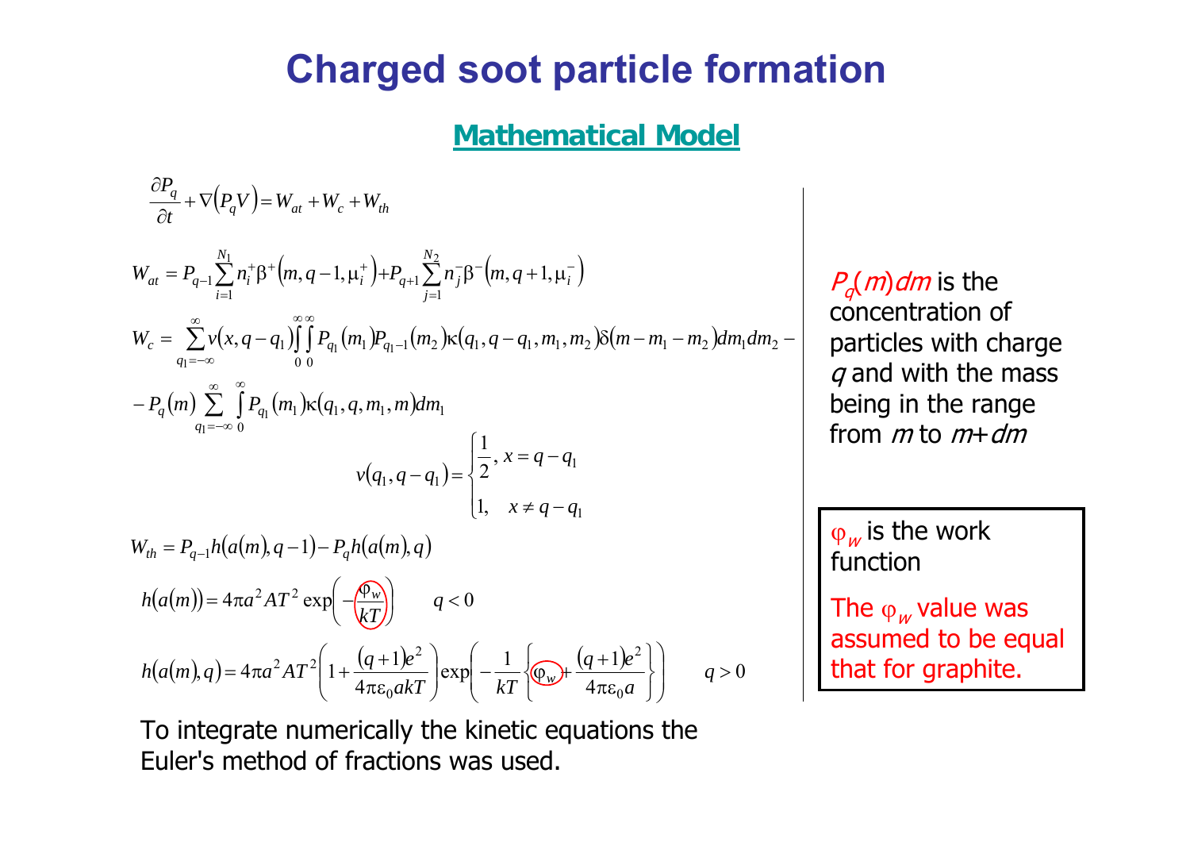# Charged soot particle formation

## Mathematical Model

$$\frac{\partial P_q}{\partial t} + \nabla\left(P_q V\right) = W_{at} + W_c + W_{th}$$

$$W_{at} = P_{q-1}\sum_{i=1}^{N_1} n_i^+ \beta^+\left(m, q-1, \mu_i^+\right) + P_{q+1}\sum_{j=1}^{N_2} n_j^- \beta^-\left(m, q+1, \mu_i^-\right)$$

$$W_c = \sum_{q_1=-\infty}^{\infty} v\left(x, q-q_1\right)\int_0^{\infty}\int_0^{\infty} P_{q_1}\left(m_1\right) P_{q_1-1}\left(m_2\right)\kappa\left(q_1, q-q_1, m_1, m_2\right)\delta\left(m - m_1 - m_2\right) dm_1 dm_2 -$$

$$- P_q(m)\sum_{q_1=-\infty}^{\infty}\int_0^{\infty} P_{q_1}\left(m_1\right)\kappa\left(q_1, q, m_1, m\right) dm_1$$

$$v\left(q_1, q-q_1\right) = \begin{cases} \frac{1}{2}, & x = q - q_1 \\ 1, & x \neq q - q_1 \end{cases}$$

$$W_{th} = P_{q-1} h\left(a(m), q-1\right) - P_q h\left(a(m), q\right)$$

$$h\left(a(m)\right) = 4\pi a^2 A T^2 \exp\left(-\frac{\varphi_w}{kT}\right) \qquad q < 0$$

$$h\left(a(m), q\right) = 4\pi a^2 A T^2\left(1 + \frac{(q+1)e^2}{4\pi\varepsilon_0 a k T}\right)\exp\left(-\frac{1}{kT}\left\{\varphi_w + \frac{(q+1)e^2}{4\pi\varepsilon_0 a}\right\}\right) \qquad q > 0$$

To integrate numerically the kinetic equations the Euler's method of fractions was used.

$P_q(m)dm$ is the concentration of particles with charge $q$ and with the mass being in the range from $m$ to $m+dm$

$\varphi_w$ is the work function

The $\varphi_w$ value was assumed to be equal that for graphite.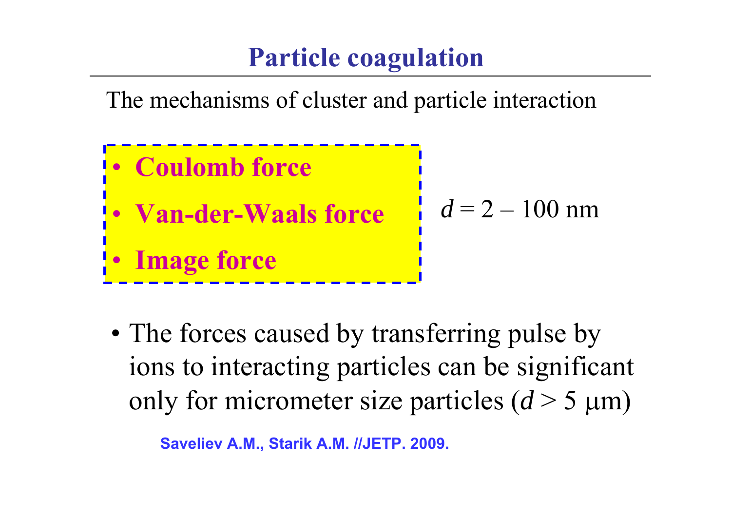# Particle coagulation

The mechanisms of cluster and particle interaction

- **Coulomb force**
- **Van-der-Waals force**
- **Image force**

$d = 2 – 100$ nm

- The forces caused by transferring pulse by ions to interacting particles can be significant only for micrometer size particles ($d > 5$ μm)

**Saveliev A.M., Starik A.M. //JETP. 2009.**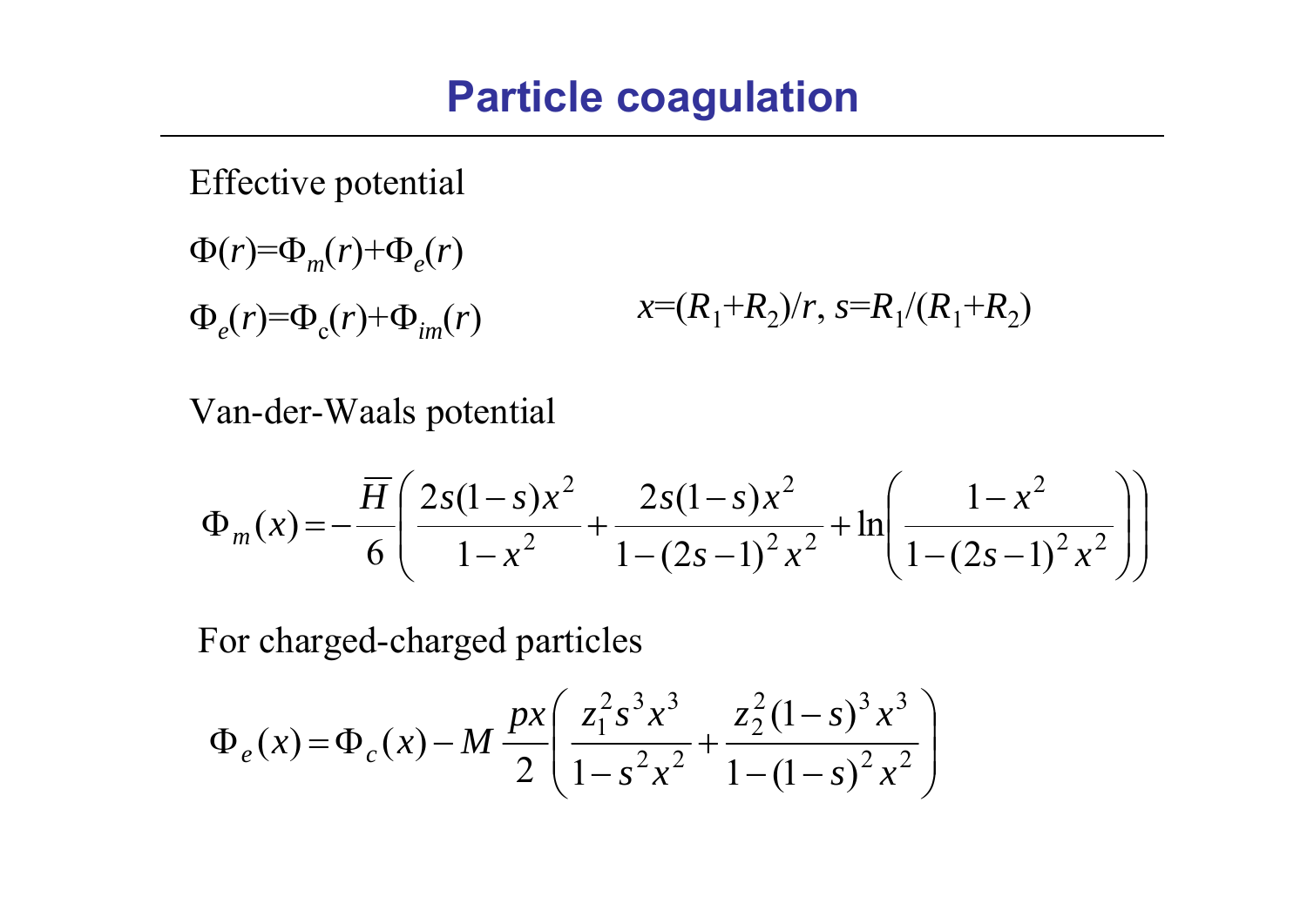# Particle coagulation

Effective potential

$\Phi(r)=\Phi_m(r)+\Phi_e(r)$

$\Phi_e(r)=\Phi_c(r)+\Phi_{im}(r)$ $\qquad x=(R_1+R_2)/r$, $s=R_1/(R_1+R_2)$

Van-der-Waals potential

$$\Phi_m(x) = -\frac{\overline{H}}{6}\left(\frac{2s(1-s)x^2}{1-x^2} + \frac{2s(1-s)x^2}{1-(2s-1)^2x^2} + \ln\left(\frac{1-x^2}{1-(2s-1)^2x^2}\right)\right)$$

For charged-charged particles

$$\Phi_e(x) = \Phi_c(x) - M\,\frac{px}{2}\left(\frac{z_1^2 s^3 x^3}{1-s^2x^2} + \frac{z_2^2(1-s)^3x^3}{1-(1-s)^2x^2}\right)$$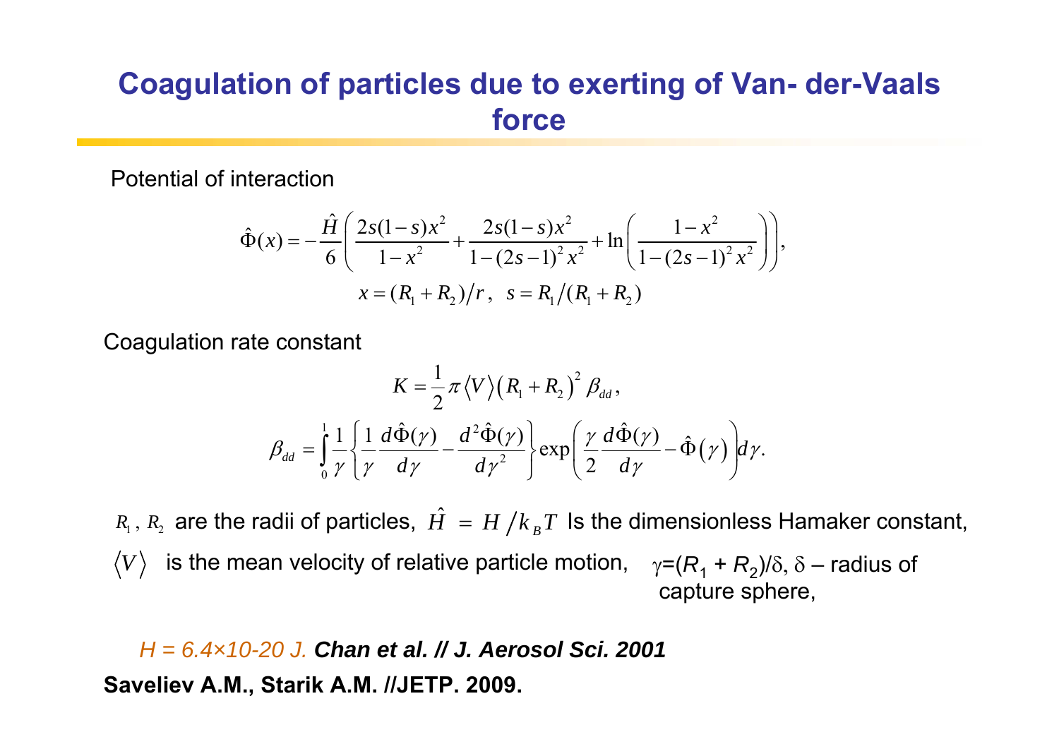# Coagulation of particles due to exerting of Van- der-Vaals force

Potential of interaction

$$\hat{\Phi}(x) = -\frac{\hat{H}}{6}\left(\frac{2s(1-s)x^2}{1-x^2} + \frac{2s(1-s)x^2}{1-(2s-1)^2 x^2} + \ln\left(\frac{1-x^2}{1-(2s-1)^2 x^2}\right)\right),$$

$$x = (R_1 + R_2)/r, \quad s = R_1/(R_1 + R_2)$$

Coagulation rate constant

$$K = \frac{1}{2}\pi\langle V\rangle\left(R_1 + R_2\right)^2 \beta_{dd},$$

$$\beta_{dd} = \int_0^1 \frac{1}{\gamma}\left\{\frac{1}{\gamma}\frac{d\hat{\Phi}(\gamma)}{d\gamma} - \frac{d^2\hat{\Phi}(\gamma)}{d\gamma^2}\right\}\exp\left(\frac{\gamma}{2}\frac{d\hat{\Phi}(\gamma)}{d\gamma} - \hat{\Phi}(\gamma)\right)d\gamma.$$

$R_1$, $R_2$ are the radii of particles, $\hat{H} = H/k_B T$ Is the dimensionless Hamaker constant,

$\langle V\rangle$ is the mean velocity of relative particle motion, $\gamma=(R_1 + R_2)/\delta$, $\delta$ – radius of capture sphere,

*H = 6.4×10-20 J.* ***Chan et al. // J. Aerosol Sci. 2001***

**Saveliev A.M., Starik A.M. //JETP. 2009.**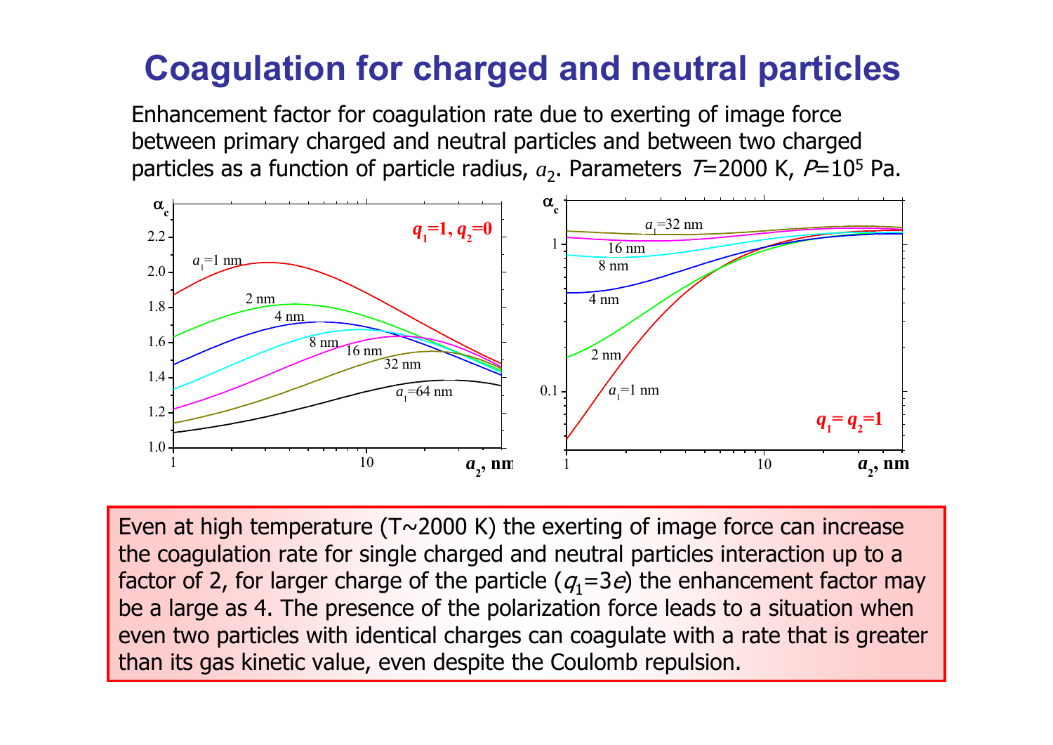# Coagulation for charged and neutral particles

Enhancement factor for coagulation rate due to exerting of image force between primary charged and neutral particles and between two charged particles as a function of particle radius, $a_2$. Parameters $T$=2000 K, $P$=$10^5$ Pa.

Even at high temperature (T~2000 K) the exerting of image force can increase the coagulation rate for single charged and neutral particles interaction up to a factor of 2, for larger charge of the particle ($q_1$=3$e$) the enhancement factor may be a large as 4. The presence of the polarization force leads to a situation when even two particles with identical charges can coagulate with a rate that is greater than its gas kinetic value, even despite the Coulomb repulsion.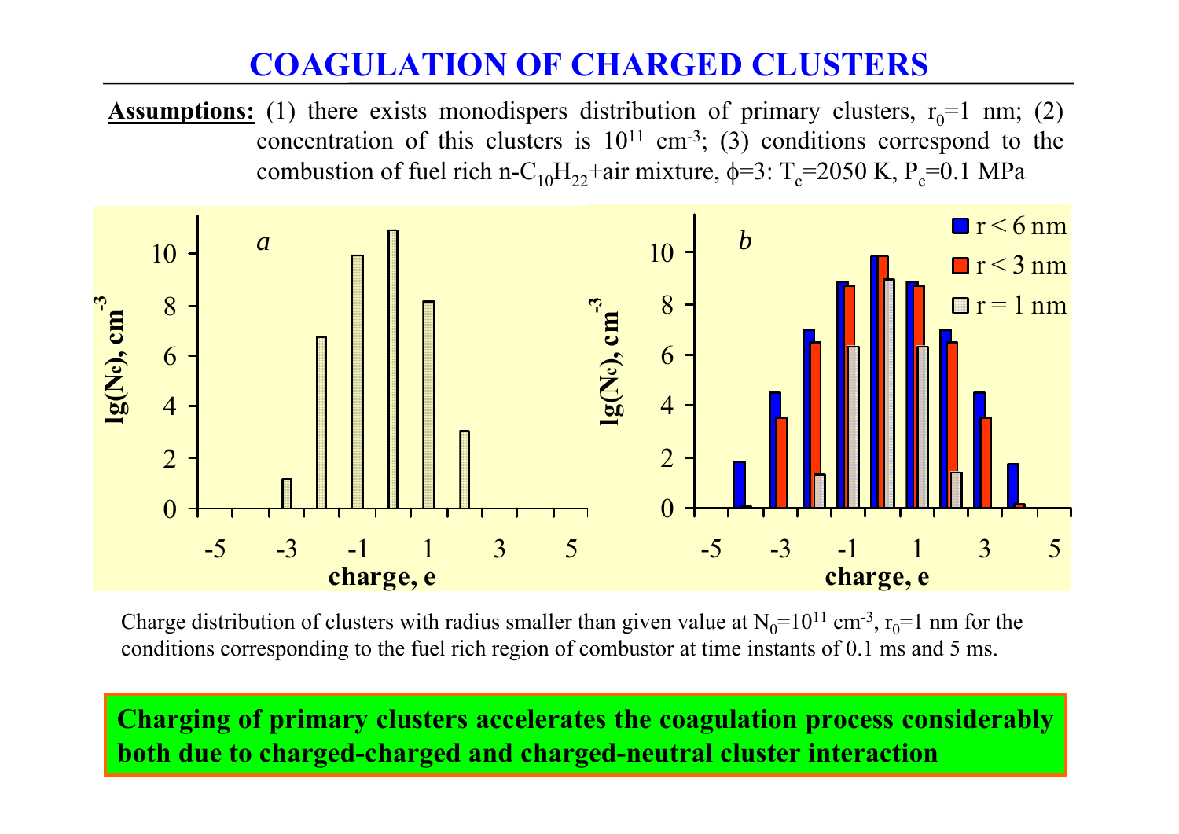# COAGULATION OF CHARGED CLUSTERS

**Assumptions:** (1) there exists monodispers distribution of primary clusters, $r_0$=1 nm; (2) concentration of this clusters is $10^{11}$ cm$^{-3}$; (3) conditions correspond to the combustion of fuel rich n-$C_{10}H_{22}$+air mixture, $\phi$=3: $T_c$=2050 K, $P_c$=0.1 MPa

Charge distribution of clusters with radius smaller than given value at $N_0=10^{11}$ cm$^{-3}$, $r_0$=1 nm for the conditions corresponding to the fuel rich region of combustor at time instants of 0.1 ms and 5 ms.

**Charging of primary clusters accelerates the coagulation process considerably both due to charged-charged and charged-neutral cluster interaction**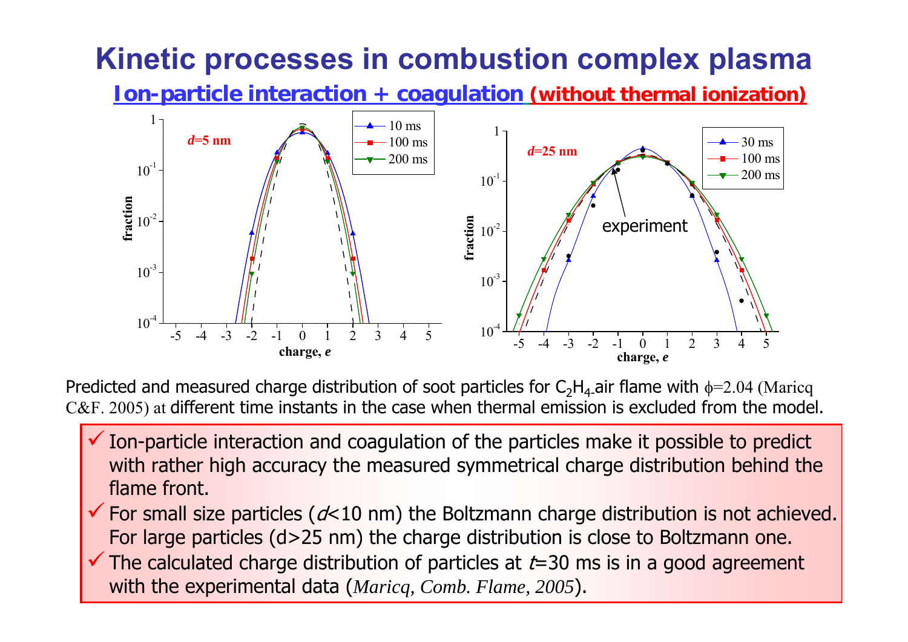# Kinetic processes in combustion complex plasma

## Ion-particle interaction + coagulation (without thermal ionization)

Predicted and measured charge distribution of soot particles for $C_2H_4$-air flame with $\phi$=2.04 (Maricq C&F. 2005) at different time instants in the case when thermal emission is excluded from the model.

- ✓ Ion-particle interaction and coagulation of the particles make it possible to predict with rather high accuracy the measured symmetrical charge distribution behind the flame front.
- ✓ For small size particles ($d$<10 nm) the Boltzmann charge distribution is not achieved. For large particles (d>25 nm) the charge distribution is close to Boltzmann one.
- ✓ The calculated charge distribution of particles at $t$=30 ms is in a good agreement with the experimental data (*Maricq, Comb. Flame, 2005*).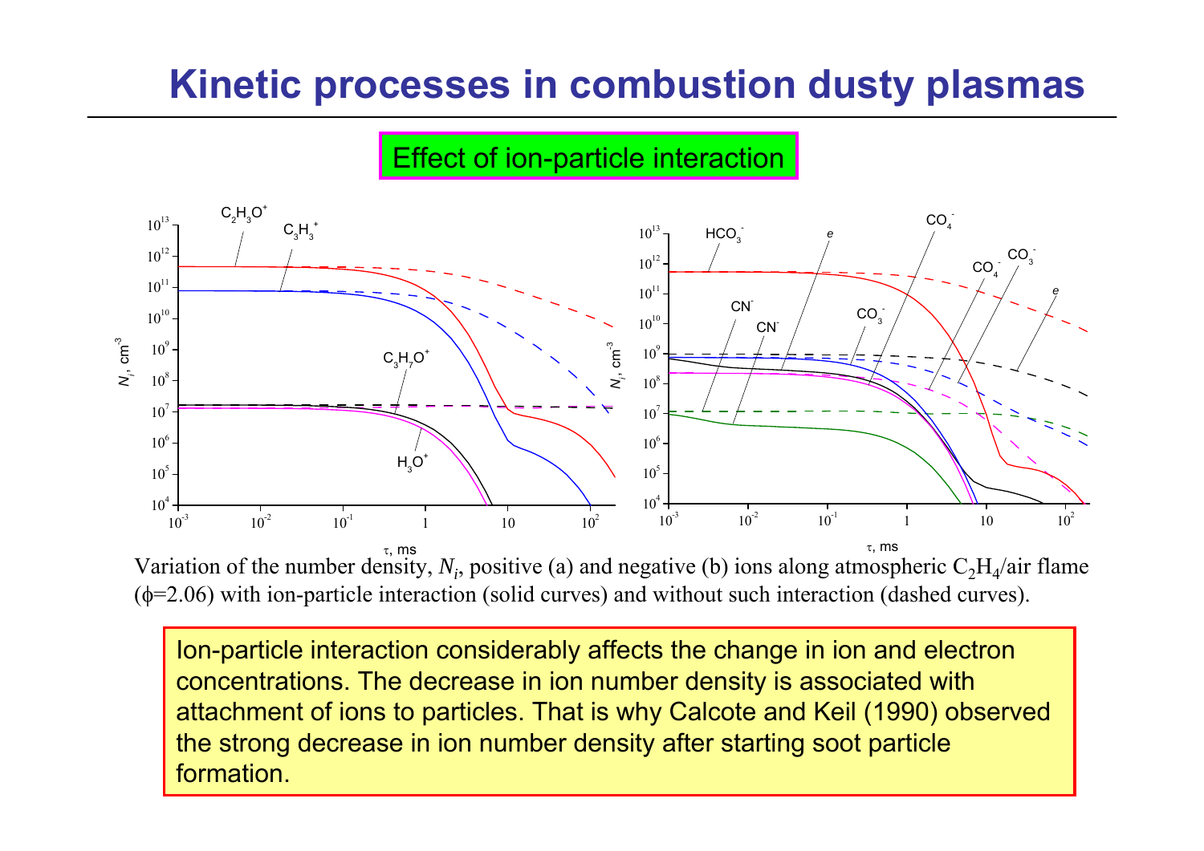# Kinetic processes in combustion dusty plasmas

Effect of ion-particle interaction

Variation of the number density, $N_i$, positive (a) and negative (b) ions along atmospheric $C_2H_4$/air flame ($\phi$=2.06) with ion-particle interaction (solid curves) and without such interaction (dashed curves).

Ion-particle interaction considerably affects the change in ion and electron concentrations. The decrease in ion number density is associated with attachment of ions to particles. That is why Calcote and Keil (1990) observed the strong decrease in ion number density after starting soot particle formation.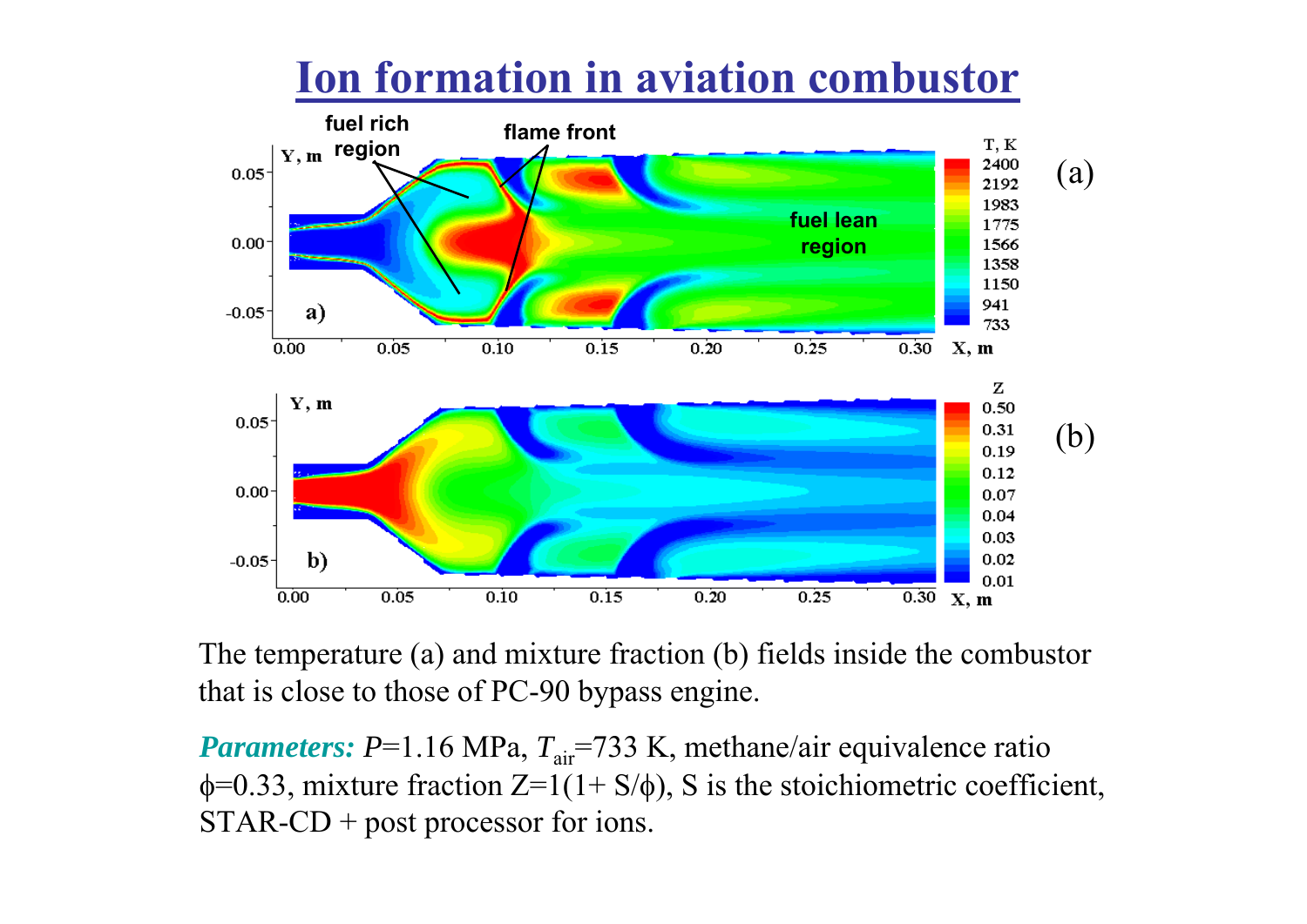# Ion formation in aviation combustor

The temperature (a) and mixture fraction (b) fields inside the combustor that is close to those of PC-90 bypass engine.

***Parameters:*** $P$=1.16 MPa, $T_{air}$=733 K, methane/air equivalence ratio $\phi$=0.33, mixture fraction $Z$=1(1+ S/$\phi$), S is the stoichiometric coefficient, STAR-CD + post processor for ions.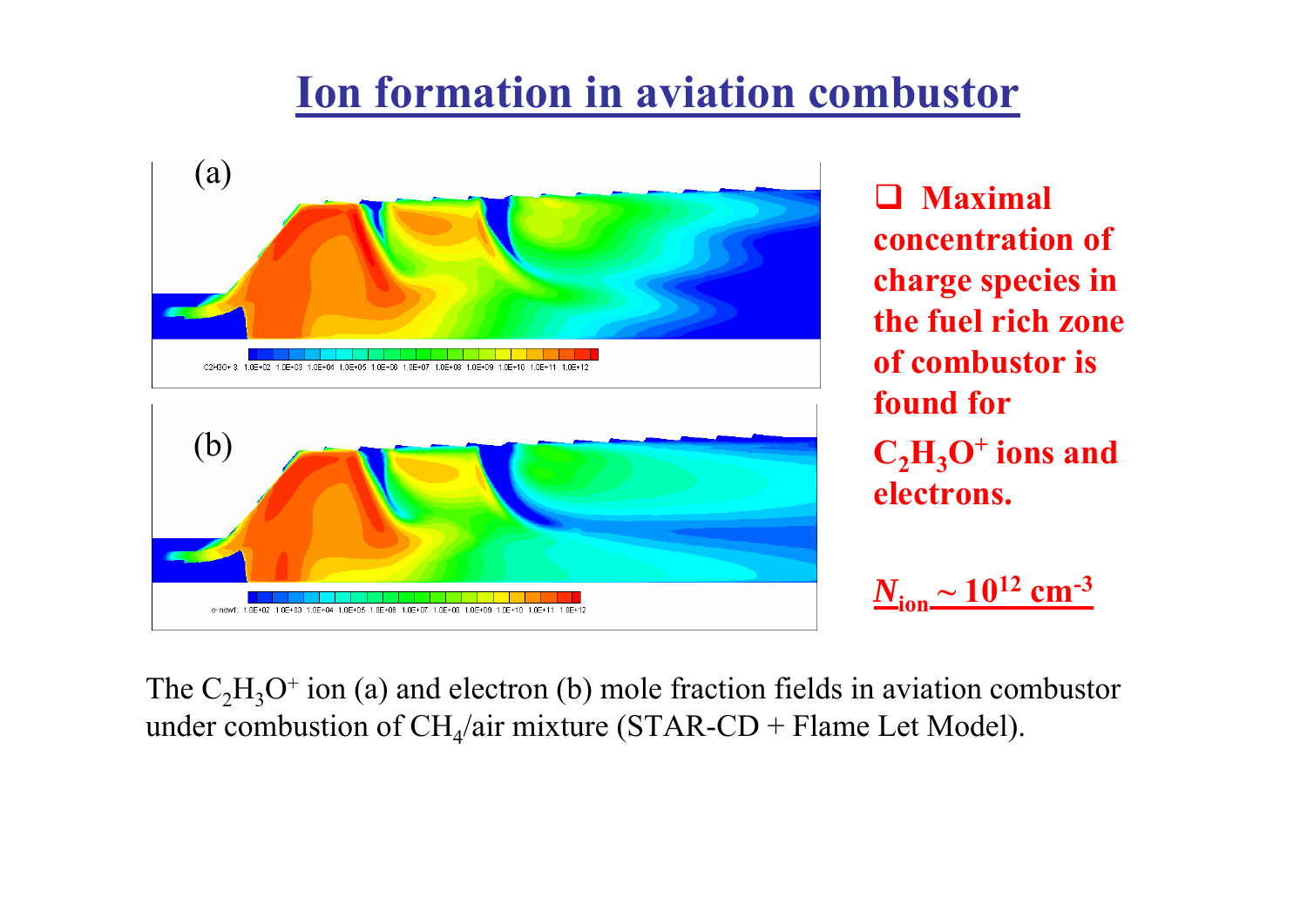# Ion formation in aviation combustor

- **Maximal concentration of charge species in the fuel rich zone of combustor is found for $C_2H_3O^+$ ions and electrons.**

**$N_{ion} \sim 10^{12}$ cm$^{-3}$**

The $C_2H_3O^+$ ion (a) and electron (b) mole fraction fields in aviation combustor under combustion of $CH_4$/air mixture (STAR-CD + Flame Let Model).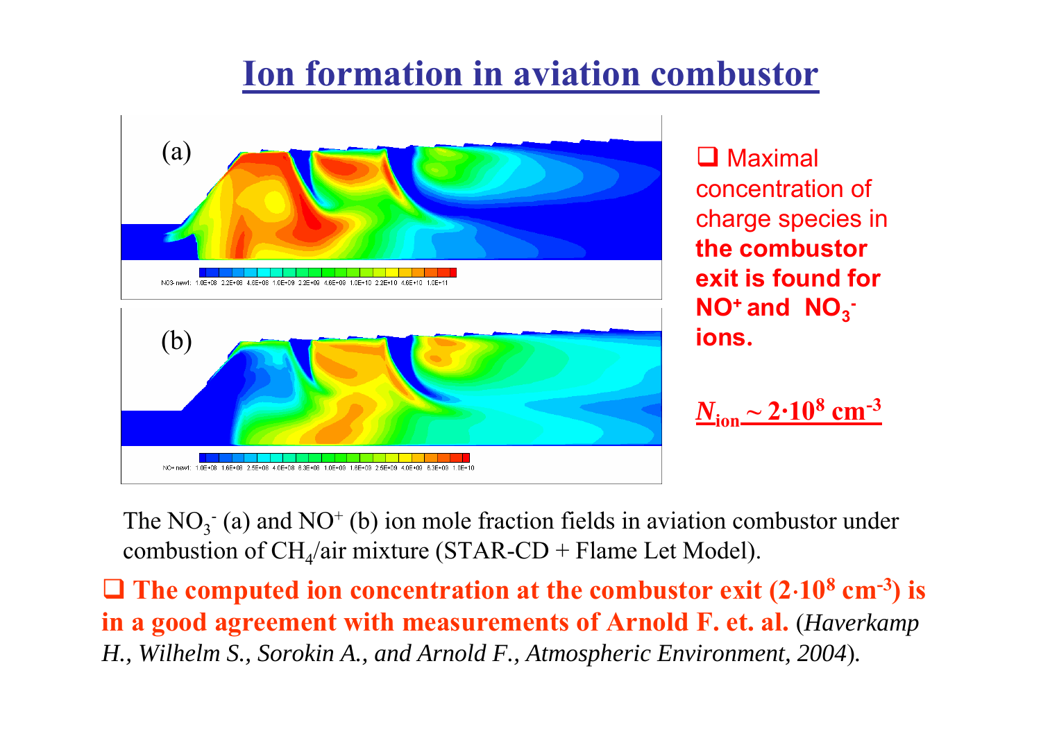# Ion formation in aviation combustor

(a)

(b)

- Maximal concentration of charge species in **the combustor exit is found for $NO^+$ and $NO_3^-$ ions.**

$N_{ion} \sim 2 \cdot 10^8$ cm$^{-3}$

The $NO_3^-$ (a) and $NO^+$ (b) ion mole fraction fields in aviation combustor under combustion of $CH_4$/air mixture (STAR-CD + Flame Let Model).

- **The computed ion concentration at the combustor exit ($2 \cdot 10^8$ cm$^{-3}$) is in a good agreement with measurements of Arnold F. et. al.** (*Haverkamp H., Wilhelm S., Sorokin A., and Arnold F., Atmospheric Environment, 2004*).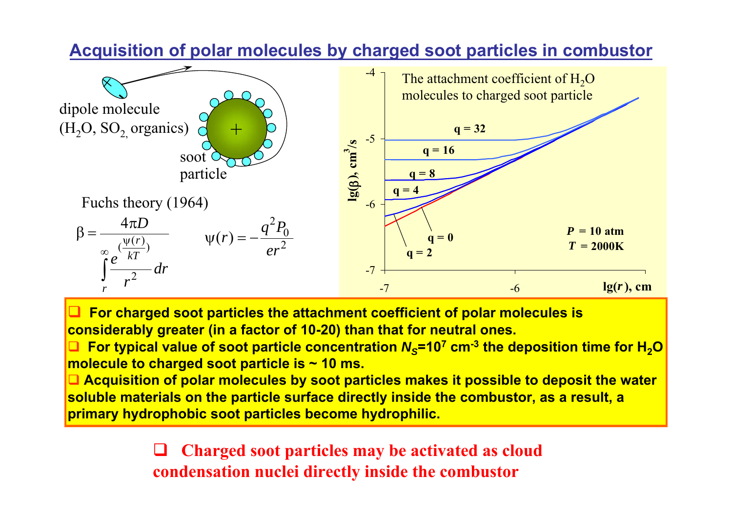## Acquisition of polar molecules by charged soot particles in combustor

dipole molecule ($H_2O$, $SO_2$, organics)

soot particle

Fuchs theory (1964)

$$\beta = \frac{4\pi D}{\int_r^\infty \frac{e^{\left(\frac{\psi(r)}{kT}\right)}}{r^2} dr} \qquad \psi(r) = -\frac{q^2 P_0}{e r^2}$$

The attachment coefficient of $H_2O$ molecules to charged soot particle

lg(β), cm³/s

lg(r), cm

q = 32, q = 16, q = 8, q = 4, q = 2, q = 0

$P$ = 10 atm
$T$ = 2000K

- **For charged soot particles the attachment coefficient of polar molecules is considerably greater (in a factor of 10-20) than that for neutral ones.**
- **For typical value of soot particle concentration $N_S$=10$^7$ cm$^{-3}$ the deposition time for $H_2O$ molecule to charged soot particle is ~ 10 ms.**
- **Acquisition of polar molecules by soot particles makes it possible to deposit the water soluble materials on the particle surface directly inside the combustor, as a result, a primary hydrophobic soot particles become hydrophilic.**

- **Charged soot particles may be activated as cloud condensation nuclei directly inside the combustor**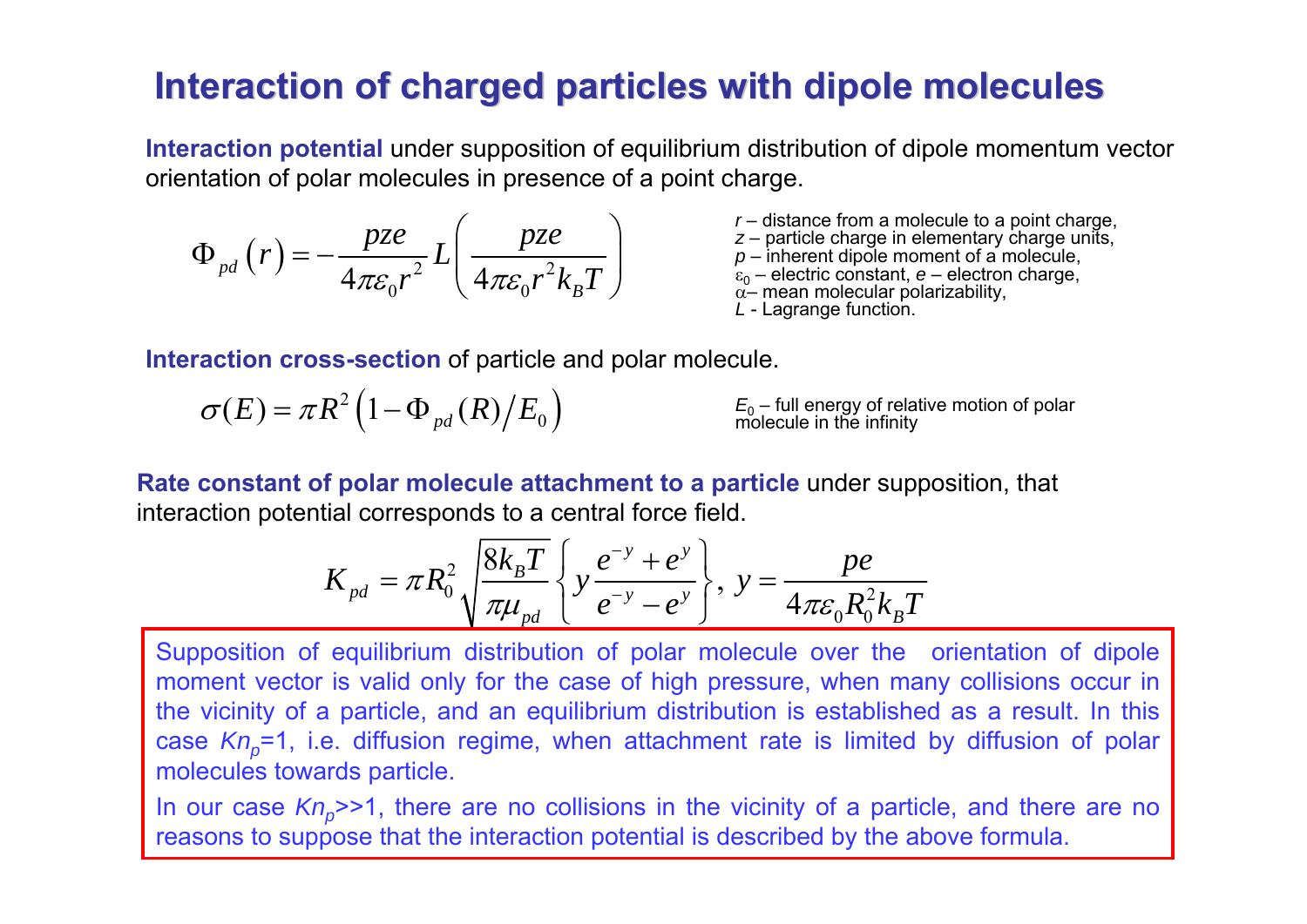# Interaction of charged particles with dipole molecules

**Interaction potential** under supposition of equilibrium distribution of dipole momentum vector orientation of polar molecules in presence of a point charge.

$$\Phi_{pd}(r) = -\frac{pze}{4\pi\varepsilon_0 r^2} L\left(\frac{pze}{4\pi\varepsilon_0 r^2 k_B T}\right)$$

*r* – distance from a molecule to a point charge,
*z* – particle charge in elementary charge units,
*p* – inherent dipole moment of a molecule,
$\varepsilon_0$ – electric constant, *e* – electron charge,
$\alpha$– mean molecular polarizability,
*L* - Lagrange function.

**Interaction cross-section** of particle and polar molecule.

$$\sigma(E) = \pi R^2 \left(1 - \Phi_{pd}(R)/E_0\right)$$

$E_0$ – full energy of relative motion of polar molecule in the infinity

**Rate constant of polar molecule attachment to a particle** under supposition, that interaction potential corresponds to a central force field.

$$K_{pd} = \pi R_0^2 \sqrt{\frac{8k_B T}{\pi\mu_{pd}}} \left\{ y\frac{e^{-y}+e^{y}}{e^{-y}-e^{y}} \right\}, \; y = \frac{pe}{4\pi\varepsilon_0 R_0^2 k_B T}$$

Supposition of equilibrium distribution of polar molecule over the orientation of dipole moment vector is valid only for the case of high pressure, when many collisions occur in the vicinity of a particle, and an equilibrium distribution is established as a result. In this case $Kn_p$=1, i.e. diffusion regime, when attachment rate is limited by diffusion of polar molecules towards particle.

In our case $Kn_p$>>1, there are no collisions in the vicinity of a particle, and there are no reasons to suppose that the interaction potential is described by the above formula.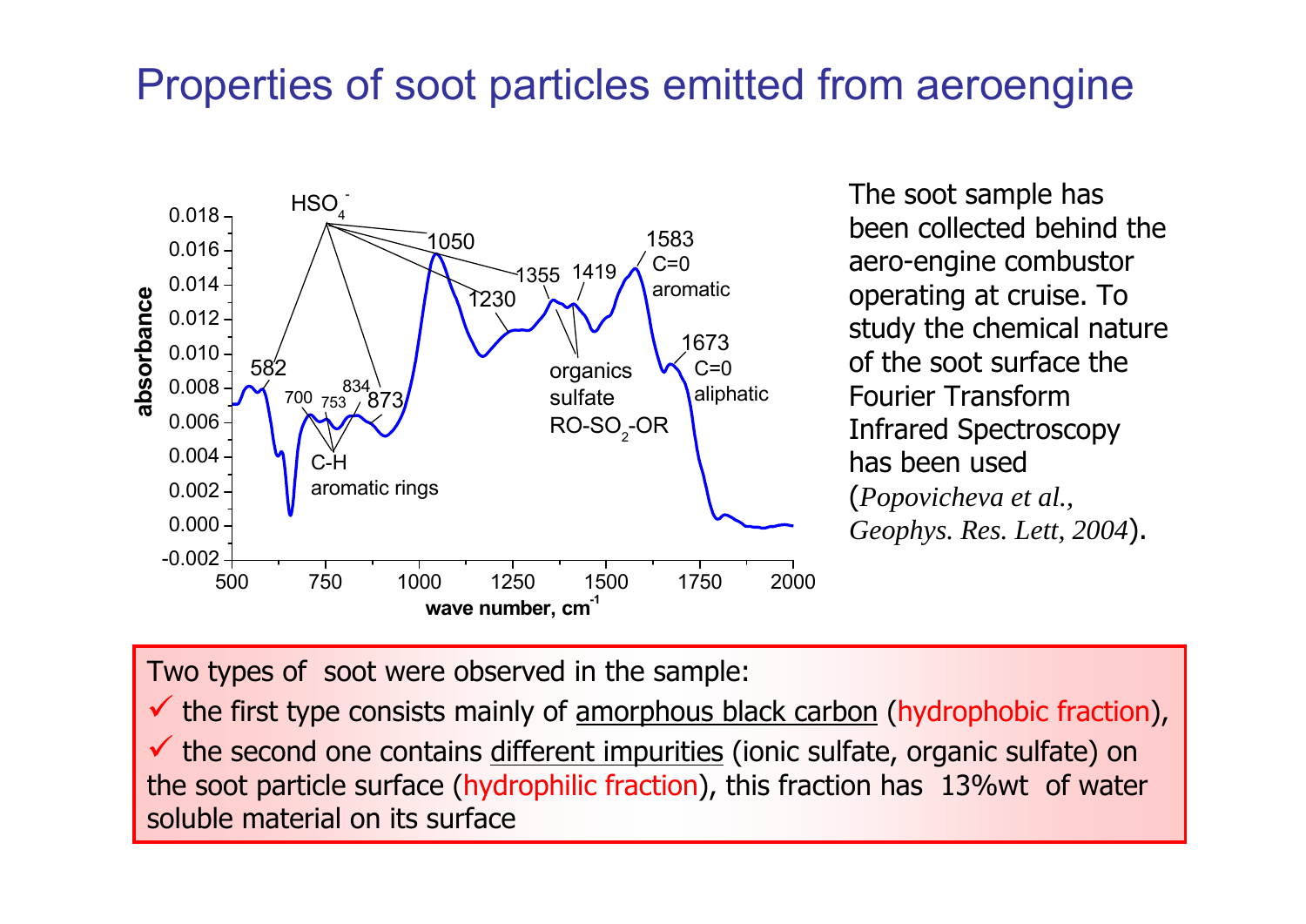# Properties of soot particles emitted from aeroengine

The soot sample has been collected behind the aero-engine combustor operating at cruise. To study the chemical nature of the soot surface the Fourier Transform Infrared Spectroscopy has been used (*Popovicheva et al., Geophys. Res. Lett, 2004*).

Two types of soot were observed in the sample:

- ✓ the first type consists mainly of amorphous black carbon (hydrophobic fraction),
- ✓ the second one contains different impurities (ionic sulfate, organic sulfate) on the soot particle surface (hydrophilic fraction), this fraction has 13%wt of water soluble material on its surface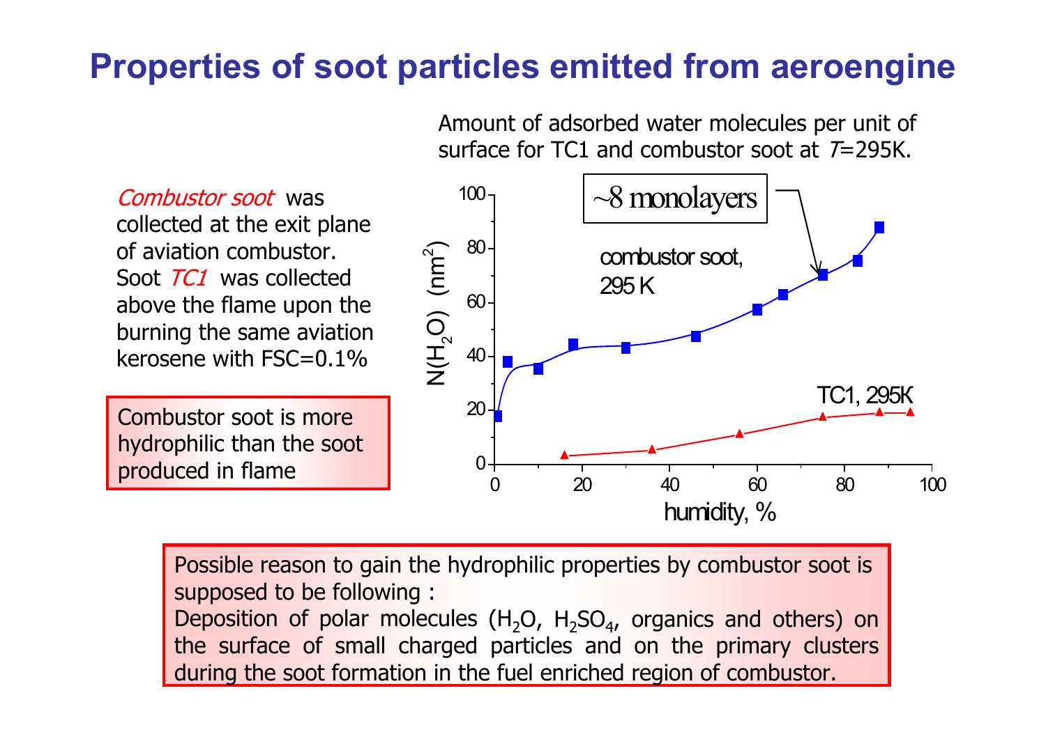# Properties of soot particles emitted from aeroengine

*Combustor soot* was collected at the exit plane of aviation combustor. Soot *TC1* was collected above the flame upon the burning the same aviation kerosene with FSC=0.1%

Combustor soot is more hydrophilic than the soot produced in flame

Amount of adsorbed water molecules per unit of surface for TC1 and combustor soot at $T$=295K.

Possible reason to gain the hydrophilic properties by combustor soot is supposed to be following :
Deposition of polar molecules ($H_2O$, $H_2SO_4$, organics and others) on the surface of small charged particles and on the primary clusters during the soot formation in the fuel enriched region of combustor.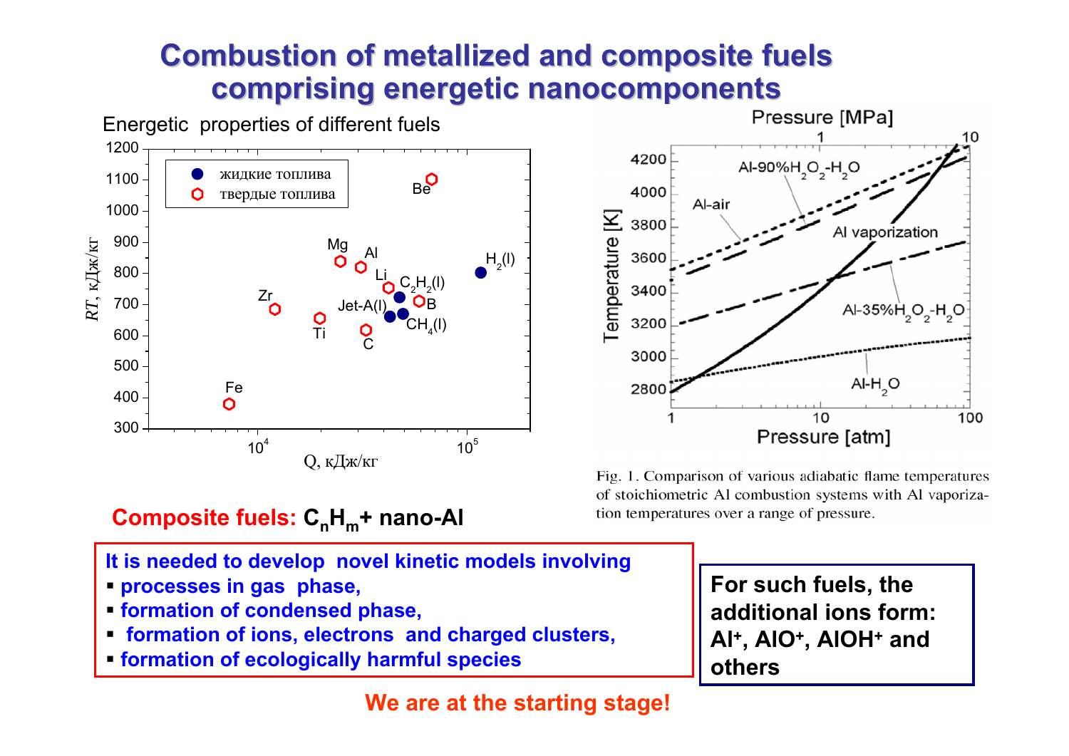# Combustion of metallized and composite fuels comprising energetic nanocomponents

Energetic properties of different fuels

Fig. 1. Comparison of various adiabatic flame temperatures of stoichiometric Al combustion systems with Al vaporization temperatures over a range of pressure.

**Composite fuels: $C_nH_m$ + nano-Al**

**It is needed to develop novel kinetic models involving**

- **processes in gas phase,**
- **formation of condensed phase,**
- **formation of ions, electrons and charged clusters,**
- **formation of ecologically harmful species**

**For such fuels, the additional ions form: $Al^+$, $AlO^+$, $AlOH^+$ and others**

**We are at the starting stage!**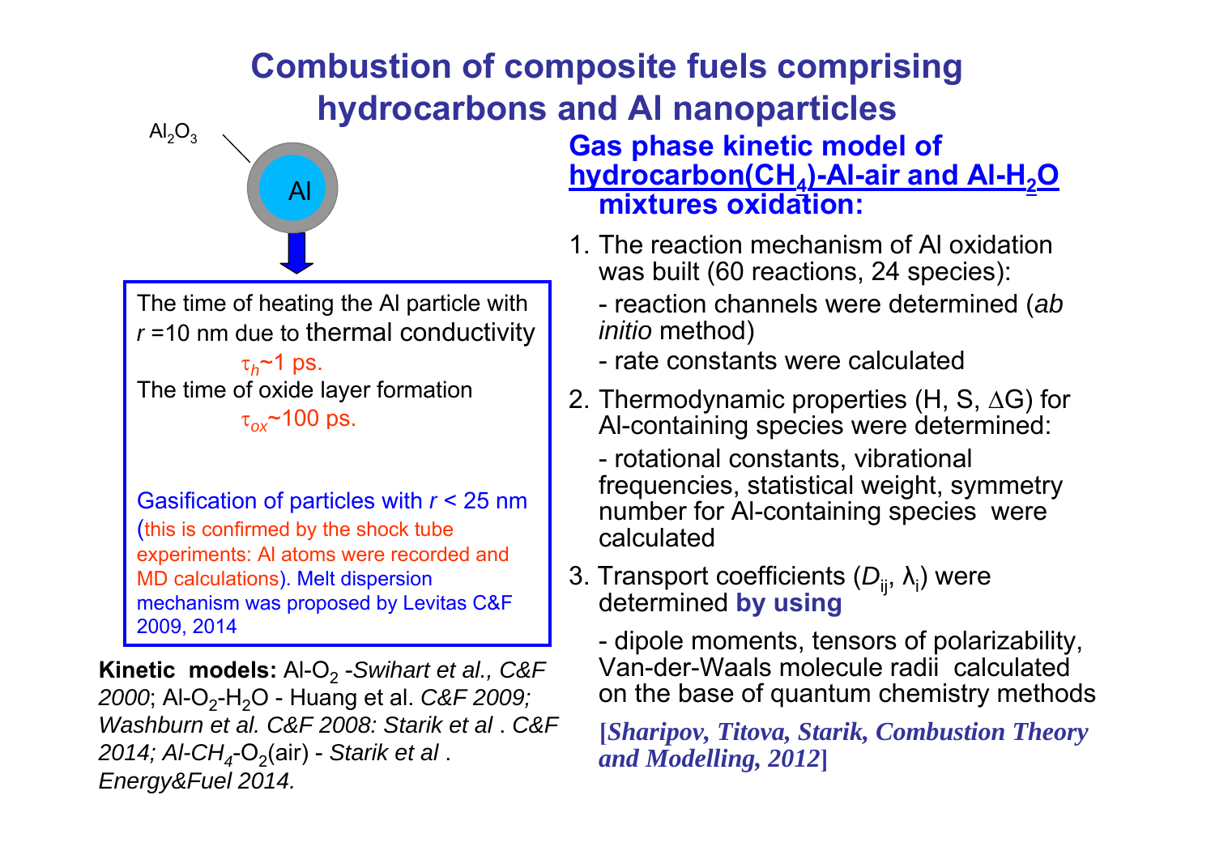# Combustion of composite fuels comprising hydrocarbons and Al nanoparticles

$Al_2O_3$

Al

The time of heating the Al particle with $r$ =10 nm due to thermal conductivity

$\tau_h$~1 ps.

The time of oxide layer formation

$\tau_{ox}$~100 ps.

Gasification of particles with $r$ < 25 nm (this is confirmed by the shock tube experiments: Al atoms were recorded and MD calculations). Melt dispersion mechanism was proposed by Levitas C&F 2009, 2014

**Kinetic models:** $Al$-$O_2$ -*Swihart et al., C&F 2000*; $Al$-$O_2$-$H_2O$ - Huang et al. *C&F 2009; Washburn et al. C&F 2008: Starik et al . C&F 2014; Al-$CH_4$-$O_2$*(air) - *Starik et al . Energy&Fuel 2014.*

## Gas phase kinetic model of hydrocarbon($CH_4$)-Al-air and Al-$H_2O$ mixtures oxidation:

1. The reaction mechanism of Al oxidation was built (60 reactions, 24 species):
   - reaction channels were determined (*ab initio* method)
   - rate constants were calculated
2. Thermodynamic properties (H, S, ΔG) for Al-containing species were determined:
   - rotational constants, vibrational frequencies, statistical weight, symmetry number for Al-containing species were calculated
3. Transport coefficients ($D_{ij}$, $\lambda_i$) were determined **by using**
   - dipole moments, tensors of polarizability, Van-der-Waals molecule radii calculated on the base of quantum chemistry methods

**[*Sharipov, Titova, Starik, Combustion Theory and Modelling, 2012*]**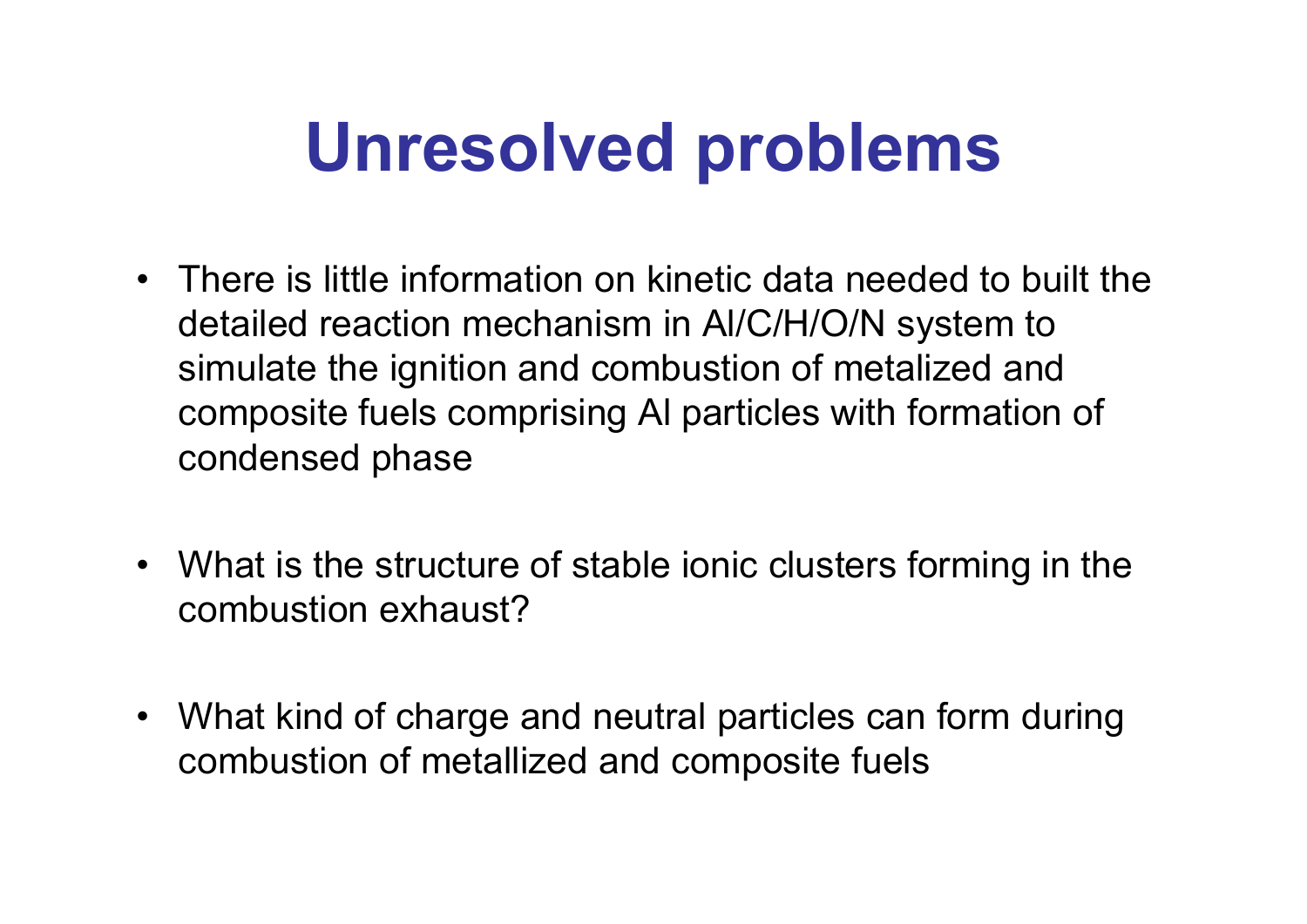# Unresolved problems

- There is little information on kinetic data needed to built the detailed reaction mechanism in Al/C/H/O/N system to simulate the ignition and combustion of metalized and composite fuels comprising Al particles with formation of condensed phase

- What is the structure of stable ionic clusters forming in the combustion exhaust?

- What kind of charge and neutral particles can form during combustion of metallized and composite fuels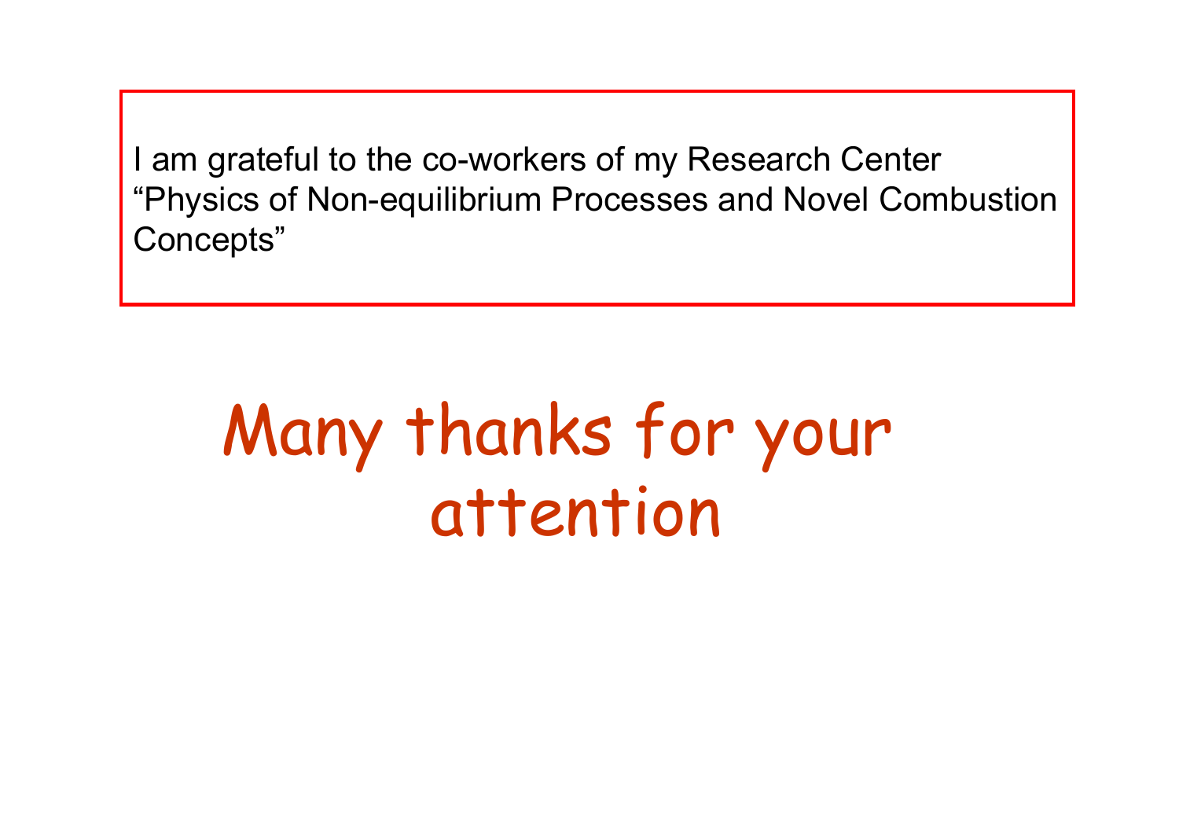I am grateful to the co-workers of my Research Center "Physics of Non-equilibrium Processes and Novel Combustion Concepts"

# Many thanks for your attention